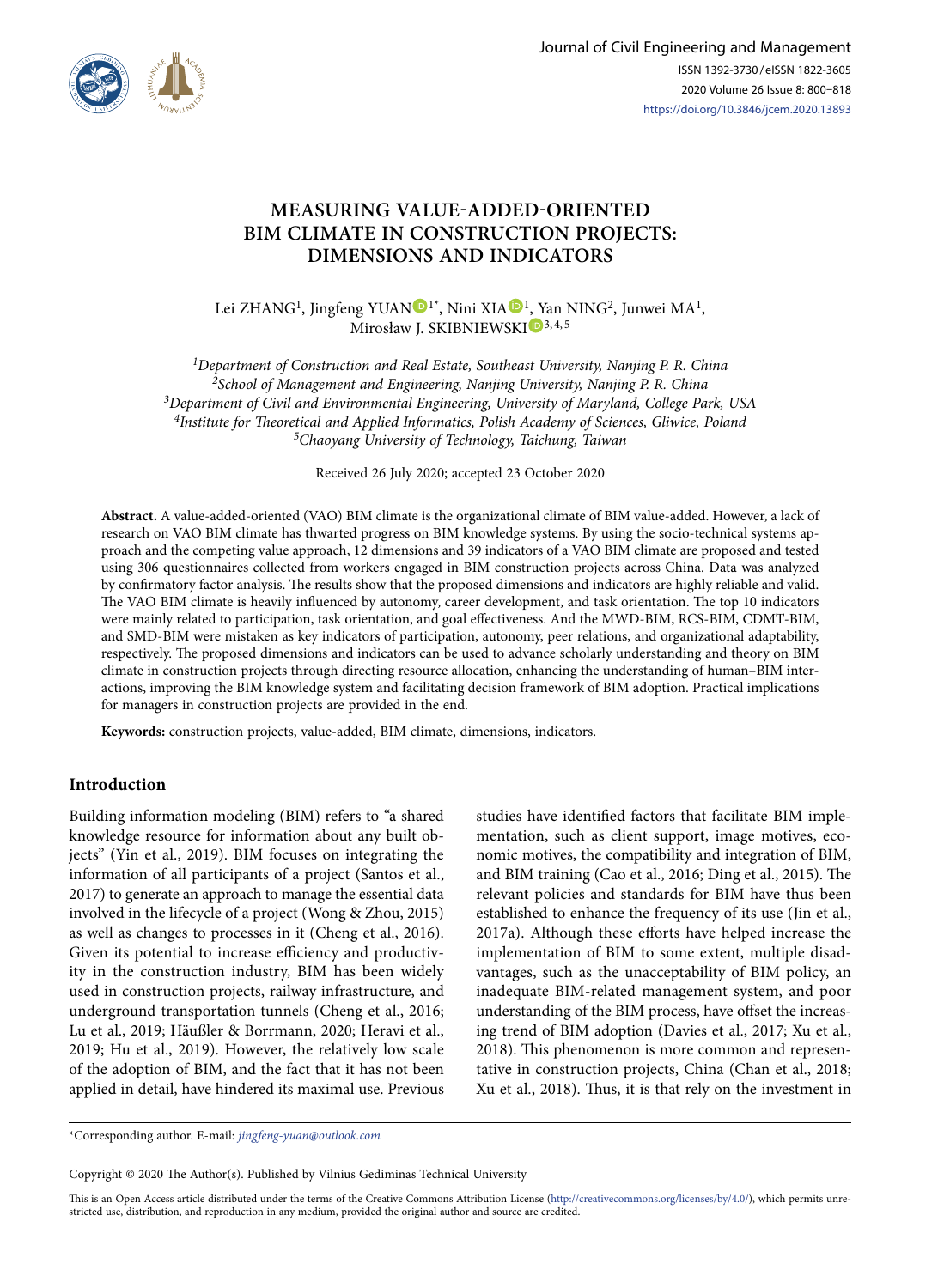# MEASURING VALUE-ADDED-ORIENTED BIM CLIMATE IN CONSTRUCTION PROJECTS: DIMENSIONS AND INDICATORS

Lei ZHANG[1], Jingfeng YUAN[1*], Nini XIA[1], Yan NING[2], Junwei MA[1], Mirosław J. SKIBNIEWSKI[3,4,5]

[1]*Department of Construction and Real Estate, Southeast University, Nanjing P. R. China*
[2]*School of Management and Engineering, Nanjing University, Nanjing P. R. China*
[3]*Department of Civil and Environmental Engineering, University of Maryland, College Park, USA*
[4]*Institute for Theoretical and Applied Informatics, Polish Academy of Sciences, Gliwice, Poland*
[5]*Chaoyang University of Technology, Taichung, Taiwan*

Received 26 July 2020; accepted 23 October 2020

**Abstract.** A value-added-oriented (VAO) BIM climate is the organizational climate of BIM value-added. However, a lack of research on VAO BIM climate has thwarted progress on BIM knowledge systems. By using the socio-technical systems approach and the competing value approach, 12 dimensions and 39 indicators of a VAO BIM climate are proposed and tested using 306 questionnaires collected from workers engaged in BIM construction projects across China. Data was analyzed by confirmatory factor analysis. The results show that the proposed dimensions and indicators are highly reliable and valid. The VAO BIM climate is heavily influenced by autonomy, career development, and task orientation. The top 10 indicators were mainly related to participation, task orientation, and goal effectiveness. And the MWD-BIM, RCS-BIM, CDMT-BIM, and SMD-BIM were mistaken as key indicators of participation, autonomy, peer relations, and organizational adaptability, respectively. The proposed dimensions and indicators can be used to advance scholarly understanding and theory on BIM climate in construction projects through directing resource allocation, enhancing the understanding of human–BIM interactions, improving the BIM knowledge system and facilitating decision framework of BIM adoption. Practical implications for managers in construction projects are provided in the end.

**Keywords:** construction projects, value-added, BIM climate, dimensions, indicators.

## Introduction

Building information modeling (BIM) refers to "a shared knowledge resource for information about any built objects" (Yin et al., 2019). BIM focuses on integrating the information of all participants of a project (Santos et al., 2017) to generate an approach to manage the essential data involved in the lifecycle of a project (Wong & Zhou, 2015) as well as changes to processes in it (Cheng et al., 2016). Given its potential to increase efficiency and productivity in the construction industry, BIM has been widely used in construction projects, railway infrastructure, and underground transportation tunnels (Cheng et al., 2016; Lu et al., 2019; Häußler & Borrmann, 2020; Heravi et al., 2019; Hu et al., 2019). However, the relatively low scale of the adoption of BIM, and the fact that it has not been applied in detail, have hindered its maximal use. Previous studies have identified factors that facilitate BIM implementation, such as client support, image motives, economic motives, the compatibility and integration of BIM, and BIM training (Cao et al., 2016; Ding et al., 2015). The relevant policies and standards for BIM have thus been established to enhance the frequency of its use (Jin et al., 2017a). Although these efforts have helped increase the implementation of BIM to some extent, multiple disadvantages, such as the unacceptability of BIM policy, an inadequate BIM-related management system, and poor understanding of the BIM process, have offset the increasing trend of BIM adoption (Davies et al., 2017; Xu et al., 2018). This phenomenon is more common and representative in construction projects, China (Chan et al., 2018; Xu et al., 2018). Thus, it is that rely on the investment in

*Corresponding author. E-mail: *jingfeng-yuan@outlook.com*

Copyright © 2020 The Author(s). Published by Vilnius Gediminas Technical University

This is an Open Access article distributed under the terms of the Creative Commons Attribution License (http://creativecommons.org/licenses/by/4.0/), which permits unrestricted use, distribution, and reproduction in any medium, provided the original author and source are credited.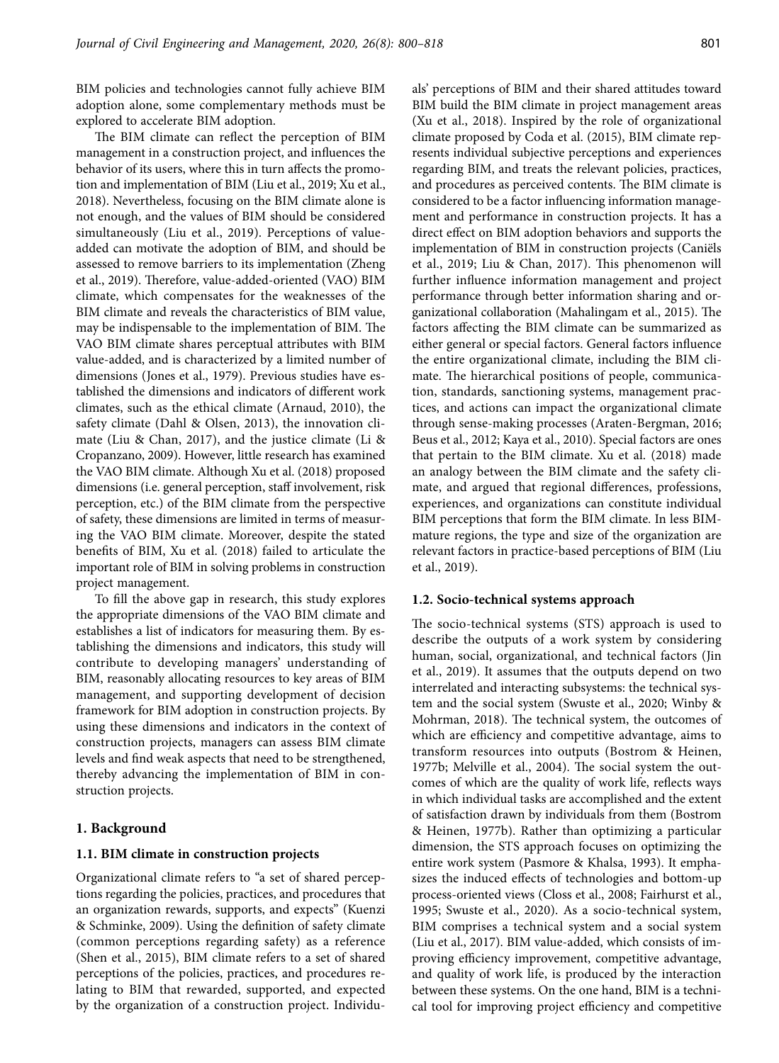BIM policies and technologies cannot fully achieve BIM adoption alone, some complementary methods must be explored to accelerate BIM adoption.

The BIM climate can reflect the perception of BIM management in a construction project, and influences the behavior of its users, where this in turn affects the promotion and implementation of BIM (Liu et al., 2019; Xu et al., 2018). Nevertheless, focusing on the BIM climate alone is not enough, and the values of BIM should be considered simultaneously (Liu et al., 2019). Perceptions of value-added can motivate the adoption of BIM, and should be assessed to remove barriers to its implementation (Zheng et al., 2019). Therefore, value-added-oriented (VAO) BIM climate, which compensates for the weaknesses of the BIM climate and reveals the characteristics of BIM value, may be indispensable to the implementation of BIM. The VAO BIM climate shares perceptual attributes with BIM value-added, and is characterized by a limited number of dimensions (Jones et al., 1979). Previous studies have established the dimensions and indicators of different work climates, such as the ethical climate (Arnaud, 2010), the safety climate (Dahl & Olsen, 2013), the innovation climate (Liu & Chan, 2017), and the justice climate (Li & Cropanzano, 2009). However, little research has examined the VAO BIM climate. Although Xu et al. (2018) proposed dimensions (i.e. general perception, staff involvement, risk perception, etc.) of the BIM climate from the perspective of safety, these dimensions are limited in terms of measuring the VAO BIM climate. Moreover, despite the stated benefits of BIM, Xu et al. (2018) failed to articulate the important role of BIM in solving problems in construction project management.

To fill the above gap in research, this study explores the appropriate dimensions of the VAO BIM climate and establishes a list of indicators for measuring them. By establishing the dimensions and indicators, this study will contribute to developing managers' understanding of BIM, reasonably allocating resources to key areas of BIM management, and supporting development of decision framework for BIM adoption in construction projects. By using these dimensions and indicators in the context of construction projects, managers can assess BIM climate levels and find weak aspects that need to be strengthened, thereby advancing the implementation of BIM in construction projects.

## 1. Background

### 1.1. BIM climate in construction projects

Organizational climate refers to "a set of shared perceptions regarding the policies, practices, and procedures that an organization rewards, supports, and expects" (Kuenzi & Schminke, 2009). Using the definition of safety climate (common perceptions regarding safety) as a reference (Shen et al., 2015), BIM climate refers to a set of shared perceptions of the policies, practices, and procedures relating to BIM that rewarded, supported, and expected by the organization of a construction project. Individuals' perceptions of BIM and their shared attitudes toward BIM build the BIM climate in project management areas (Xu et al., 2018). Inspired by the role of organizational climate proposed by Coda et al. (2015), BIM climate represents individual subjective perceptions and experiences regarding BIM, and treats the relevant policies, practices, and procedures as perceived contents. The BIM climate is considered to be a factor influencing information management and performance in construction projects. It has a direct effect on BIM adoption behaviors and supports the implementation of BIM in construction projects (Caniëls et al., 2019; Liu & Chan, 2017). This phenomenon will further influence information management and project performance through better information sharing and organizational collaboration (Mahalingam et al., 2015). The factors affecting the BIM climate can be summarized as either general or special factors. General factors influence the entire organizational climate, including the BIM climate. The hierarchical positions of people, communication, standards, sanctioning systems, management practices, and actions can impact the organizational climate through sense-making processes (Araten-Bergman, 2016; Beus et al., 2012; Kaya et al., 2010). Special factors are ones that pertain to the BIM climate. Xu et al. (2018) made an analogy between the BIM climate and the safety climate, and argued that regional differences, professions, experiences, and organizations can constitute individual BIM perceptions that form the BIM climate. In less BIM-mature regions, the type and size of the organization are relevant factors in practice-based perceptions of BIM (Liu et al., 2019).

### 1.2. Socio-technical systems approach

The socio-technical systems (STS) approach is used to describe the outputs of a work system by considering human, social, organizational, and technical factors (Jin et al., 2019). It assumes that the outputs depend on two interrelated and interacting subsystems: the technical system and the social system (Swuste et al., 2020; Winby & Mohrman, 2018). The technical system, the outcomes of which are efficiency and competitive advantage, aims to transform resources into outputs (Bostrom & Heinen, 1977b; Melville et al., 2004). The social system the outcomes of which are the quality of work life, reflects ways in which individual tasks are accomplished and the extent of satisfaction drawn by individuals from them (Bostrom & Heinen, 1977b). Rather than optimizing a particular dimension, the STS approach focuses on optimizing the entire work system (Pasmore & Khalsa, 1993). It emphasizes the induced effects of technologies and bottom-up process-oriented views (Closs et al., 2008; Fairhurst et al., 1995; Swuste et al., 2020). As a socio-technical system, BIM comprises a technical system and a social system (Liu et al., 2017). BIM value-added, which consists of improving efficiency improvement, competitive advantage, and quality of work life, is produced by the interaction between these systems. On the one hand, BIM is a technical tool for improving project efficiency and competitive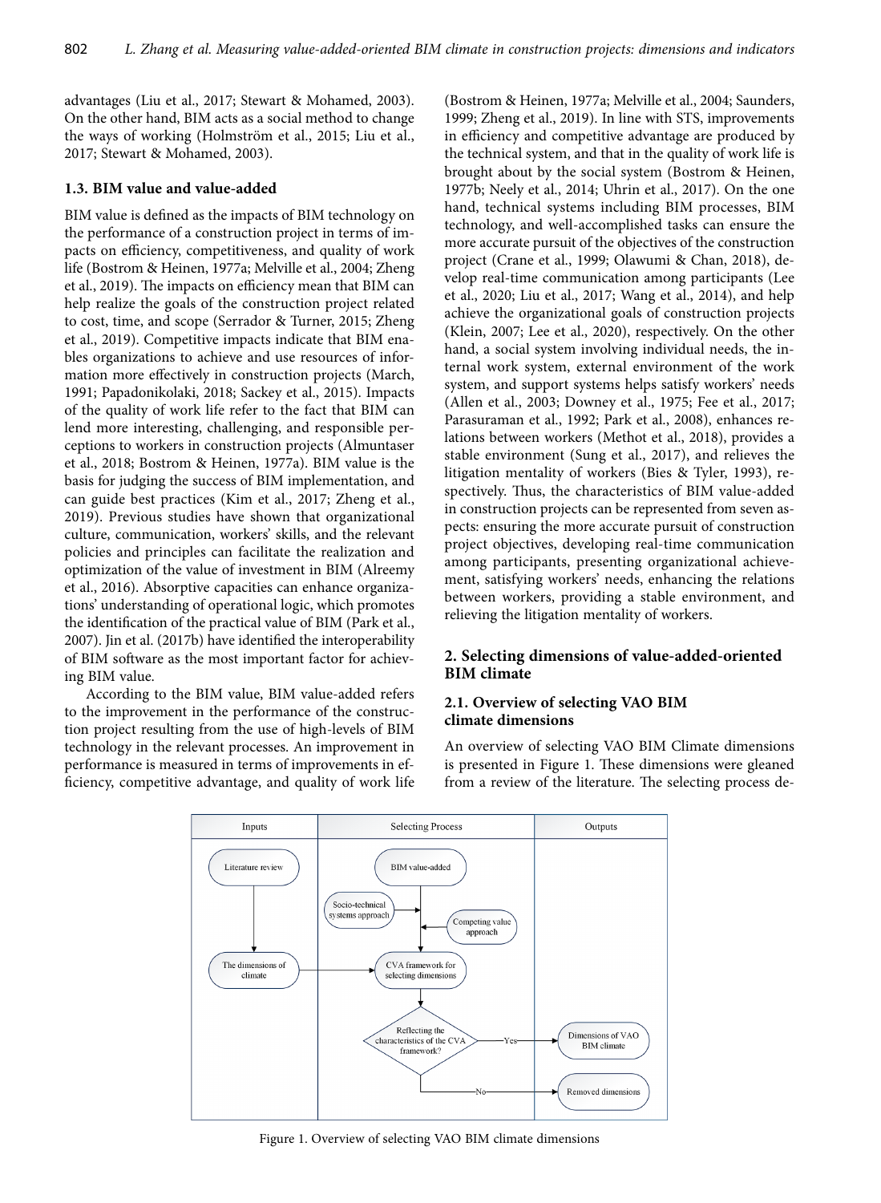advantages (Liu et al., 2017; Stewart & Mohamed, 2003). On the other hand, BIM acts as a social method to change the ways of working (Holmström et al., 2015; Liu et al., 2017; Stewart & Mohamed, 2003).

### 1.3. BIM value and value-added

BIM value is defined as the impacts of BIM technology on the performance of a construction project in terms of impacts on efficiency, competitiveness, and quality of work life (Bostrom & Heinen, 1977a; Melville et al., 2004; Zheng et al., 2019). The impacts on efficiency mean that BIM can help realize the goals of the construction project related to cost, time, and scope (Serrador & Turner, 2015; Zheng et al., 2019). Competitive impacts indicate that BIM enables organizations to achieve and use resources of information more effectively in construction projects (March, 1991; Papadonikolaki, 2018; Sackey et al., 2015). Impacts of the quality of work life refer to the fact that BIM can lend more interesting, challenging, and responsible perceptions to workers in construction projects (Almuntaser et al., 2018; Bostrom & Heinen, 1977a). BIM value is the basis for judging the success of BIM implementation, and can guide best practices (Kim et al., 2017; Zheng et al., 2019). Previous studies have shown that organizational culture, communication, workers' skills, and the relevant policies and principles can facilitate the realization and optimization of the value of investment in BIM (Alreemy et al., 2016). Absorptive capacities can enhance organizations' understanding of operational logic, which promotes the identification of the practical value of BIM (Park et al., 2007). Jin et al. (2017b) have identified the interoperability of BIM software as the most important factor for achieving BIM value.

According to the BIM value, BIM value-added refers to the improvement in the performance of the construction project resulting from the use of high-levels of BIM technology in the relevant processes. An improvement in performance is measured in terms of improvements in efficiency, competitive advantage, and quality of work life (Bostrom & Heinen, 1977a; Melville et al., 2004; Saunders, 1999; Zheng et al., 2019). In line with STS, improvements in efficiency and competitive advantage are produced by the technical system, and that in the quality of work life is brought about by the social system (Bostrom & Heinen, 1977b; Neely et al., 2014; Uhrin et al., 2017). On the one hand, technical systems including BIM processes, BIM technology, and well-accomplished tasks can ensure the more accurate pursuit of the objectives of the construction project (Crane et al., 1999; Olawumi & Chan, 2018), develop real-time communication among participants (Lee et al., 2020; Liu et al., 2017; Wang et al., 2014), and help achieve the organizational goals of construction projects (Klein, 2007; Lee et al., 2020), respectively. On the other hand, a social system involving individual needs, the internal work system, external environment of the work system, and support systems helps satisfy workers' needs (Allen et al., 2003; Downey et al., 1975; Fee et al., 2017; Parasuraman et al., 1992; Park et al., 2008), enhances relations between workers (Methot et al., 2018), provides a stable environment (Sung et al., 2017), and relieves the litigation mentality of workers (Bies & Tyler, 1993), respectively. Thus, the characteristics of BIM value-added in construction projects can be represented from seven aspects: ensuring the more accurate pursuit of construction project objectives, developing real-time communication among participants, presenting organizational achievement, satisfying workers' needs, enhancing the relations between workers, providing a stable environment, and relieving the litigation mentality of workers.

## 2. Selecting dimensions of value-added-oriented BIM climate

### 2.1. Overview of selecting VAO BIM climate dimensions

An overview of selecting VAO BIM Climate dimensions is presented in Figure 1. These dimensions were gleaned from a review of the literature. The selecting process de-

| Inputs | Selecting Process | Outputs |
|---|---|---|
| Literature review → The dimensions of climate | BIM value-added; Socio-technical systems approach; Competing value approach → CVA framework for selecting dimensions → Reflecting the characteristics of the CVA framework? | Yes → Dimensions of VAO BIM climate; No → Removed dimensions |

Figure 1. Overview of selecting VAO BIM climate dimensions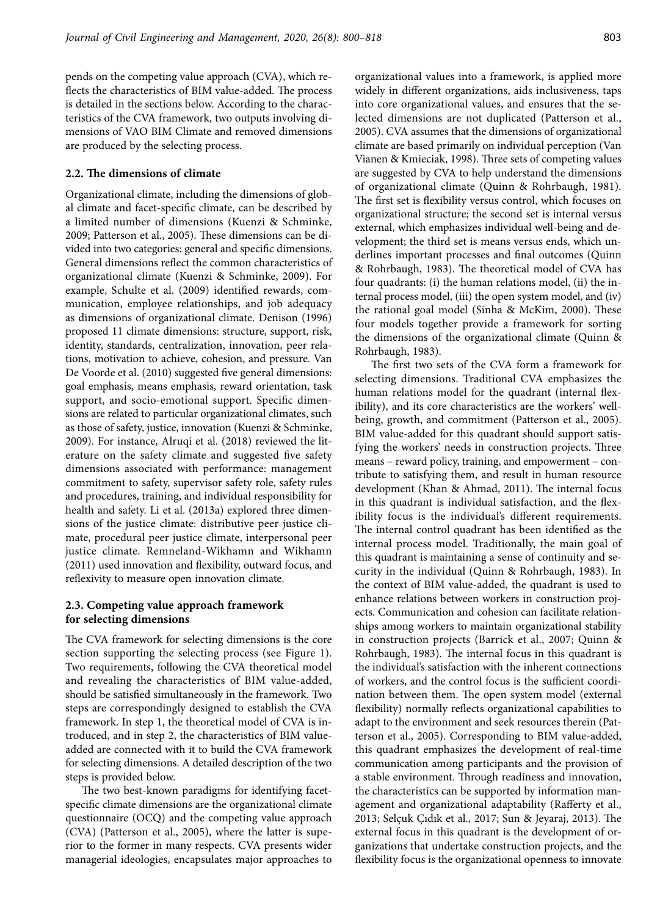pends on the competing value approach (CVA), which reflects the characteristics of BIM value-added. The process is detailed in the sections below. According to the characteristics of the CVA framework, two outputs involving dimensions of VAO BIM Climate and removed dimensions are produced by the selecting process.

### 2.2. The dimensions of climate

Organizational climate, including the dimensions of global climate and facet-specific climate, can be described by a limited number of dimensions (Kuenzi & Schminke, 2009; Patterson et al., 2005). These dimensions can be divided into two categories: general and specific dimensions. General dimensions reflect the common characteristics of organizational climate (Kuenzi & Schminke, 2009). For example, Schulte et al. (2009) identified rewards, communication, employee relationships, and job adequacy as dimensions of organizational climate. Denison (1996) proposed 11 climate dimensions: structure, support, risk, identity, standards, centralization, innovation, peer relations, motivation to achieve, cohesion, and pressure. Van De Voorde et al. (2010) suggested five general dimensions: goal emphasis, means emphasis, reward orientation, task support, and socio-emotional support. Specific dimensions are related to particular organizational climates, such as those of safety, justice, innovation (Kuenzi & Schminke, 2009). For instance, Alruqi et al. (2018) reviewed the literature on the safety climate and suggested five safety dimensions associated with performance: management commitment to safety, supervisor safety role, safety rules and procedures, training, and individual responsibility for health and safety. Li et al. (2013a) explored three dimensions of the justice climate: distributive peer justice climate, procedural peer justice climate, interpersonal peer justice climate. Remneland-Wikhamn and Wikhamn (2011) used innovation and flexibility, outward focus, and reflexivity to measure open innovation climate.

### 2.3. Competing value approach framework for selecting dimensions

The CVA framework for selecting dimensions is the core section supporting the selecting process (see Figure 1). Two requirements, following the CVA theoretical model and revealing the characteristics of BIM value-added, should be satisfied simultaneously in the framework. Two steps are correspondingly designed to establish the CVA framework. In step 1, the theoretical model of CVA is introduced, and in step 2, the characteristics of BIM value-added are connected with it to build the CVA framework for selecting dimensions. A detailed description of the two steps is provided below.

The two best-known paradigms for identifying facet-specific climate dimensions are the organizational climate questionnaire (OCQ) and the competing value approach (CVA) (Patterson et al., 2005), where the latter is superior to the former in many respects. CVA presents wider managerial ideologies, encapsulates major approaches to organizational values into a framework, is applied more widely in different organizations, aids inclusiveness, taps into core organizational values, and ensures that the selected dimensions are not duplicated (Patterson et al., 2005). CVA assumes that the dimensions of organizational climate are based primarily on individual perception (Van Vianen & Kmieciak, 1998). Three sets of competing values are suggested by CVA to help understand the dimensions of organizational climate (Quinn & Rohrbaugh, 1981). The first set is flexibility versus control, which focuses on organizational structure; the second set is internal versus external, which emphasizes individual well-being and development; the third set is means versus ends, which underlines important processes and final outcomes (Quinn & Rohrbaugh, 1983). The theoretical model of CVA has four quadrants: (i) the human relations model, (ii) the internal process model, (iii) the open system model, and (iv) the rational goal model (Sinha & McKim, 2000). These four models together provide a framework for sorting the dimensions of the organizational climate (Quinn & Rohrbaugh, 1983).

The first two sets of the CVA form a framework for selecting dimensions. Traditional CVA emphasizes the human relations model for the quadrant (internal flexibility), and its core characteristics are the workers' well-being, growth, and commitment (Patterson et al., 2005). BIM value-added for this quadrant should support satisfying the workers' needs in construction projects. Three means – reward policy, training, and empowerment – contribute to satisfying them, and result in human resource development (Khan & Ahmad, 2011). The internal focus in this quadrant is individual satisfaction, and the flexibility focus is the individual's different requirements. The internal control quadrant has been identified as the internal process model. Traditionally, the main goal of this quadrant is maintaining a sense of continuity and security in the individual (Quinn & Rohrbaugh, 1983). In the context of BIM value-added, the quadrant is used to enhance relations between workers in construction projects. Communication and cohesion can facilitate relationships among workers to maintain organizational stability in construction projects (Barrick et al., 2007; Quinn & Rohrbaugh, 1983). The internal focus in this quadrant is the individual's satisfaction with the inherent connections of workers, and the control focus is the sufficient coordination between them. The open system model (external flexibility) normally reflects organizational capabilities to adapt to the environment and seek resources therein (Patterson et al., 2005). Corresponding to BIM value-added, this quadrant emphasizes the development of real-time communication among participants and the provision of a stable environment. Through readiness and innovation, the characteristics can be supported by information management and organizational adaptability (Rafferty et al., 2013; Selçuk Çıdık et al., 2017; Sun & Jeyaraj, 2013). The external focus in this quadrant is the development of organizations that undertake construction projects, and the flexibility focus is the organizational openness to innovate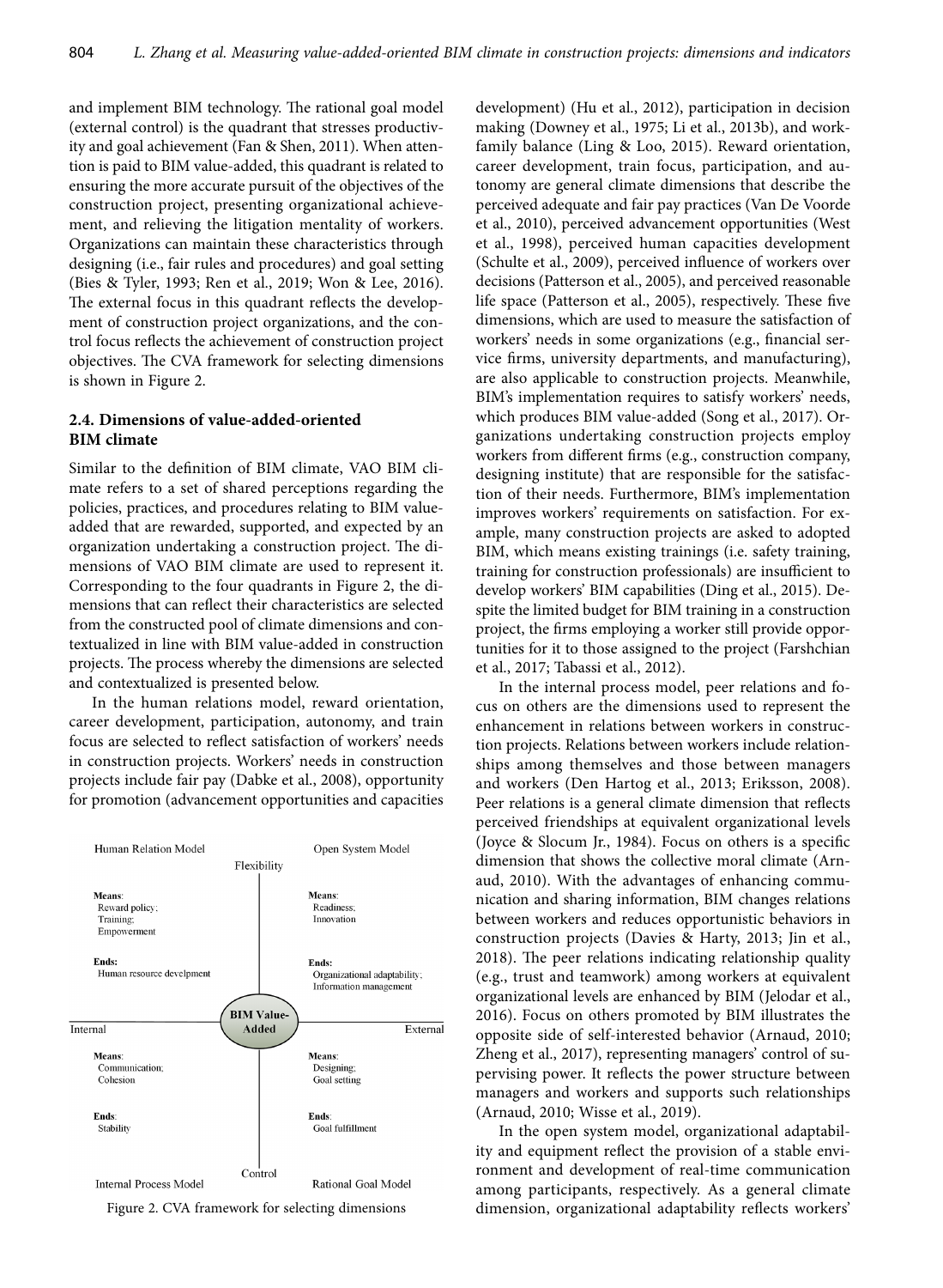and implement BIM technology. The rational goal model (external control) is the quadrant that stresses productivity and goal achievement (Fan & Shen, 2011). When attention is paid to BIM value-added, this quadrant is related to ensuring the more accurate pursuit of the objectives of the construction project, presenting organizational achievement, and relieving the litigation mentality of workers. Organizations can maintain these characteristics through designing (i.e., fair rules and procedures) and goal setting (Bies & Tyler, 1993; Ren et al., 2019; Won & Lee, 2016). The external focus in this quadrant reflects the development of construction project organizations, and the control focus reflects the achievement of construction project objectives. The CVA framework for selecting dimensions is shown in Figure 2.

### 2.4. Dimensions of value-added-oriented BIM climate

Similar to the definition of BIM climate, VAO BIM climate refers to a set of shared perceptions regarding the policies, practices, and procedures relating to BIM value-added that are rewarded, supported, and expected by an organization undertaking a construction project. The dimensions of VAO BIM climate are used to represent it. Corresponding to the four quadrants in Figure 2, the dimensions that can reflect their characteristics are selected from the constructed pool of climate dimensions and contextualized in line with BIM value-added in construction projects. The process whereby the dimensions are selected and contextualized is presented below.

In the human relations model, reward orientation, career development, participation, autonomy, and train focus are selected to reflect satisfaction of workers' needs in construction projects. Workers' needs in construction projects include fair pay (Dabke et al., 2008), opportunity for promotion (advancement opportunities and capacities development) (Hu et al., 2012), participation in decision making (Downey et al., 1975; Li et al., 2013b), and work-family balance (Ling & Loo, 2015). Reward orientation, career development, train focus, participation, and autonomy are general climate dimensions that describe the perceived adequate and fair pay practices (Van De Voorde et al., 2010), perceived advancement opportunities (West et al., 1998), perceived human capacities development (Schulte et al., 2009), perceived influence of workers over decisions (Patterson et al., 2005), and perceived reasonable life space (Patterson et al., 2005), respectively. These five dimensions, which are used to measure the satisfaction of workers' needs in some organizations (e.g., financial service firms, university departments, and manufacturing), are also applicable to construction projects. Meanwhile, BIM's implementation requires to satisfy workers' needs, which produces BIM value-added (Song et al., 2017). Organizations undertaking construction projects employ workers from different firms (e.g., construction company, designing institute) that are responsible for the satisfaction of their needs. Furthermore, BIM's implementation improves workers' requirements on satisfaction. For example, many construction projects are asked to adopted BIM, which means existing trainings (i.e. safety training, training for construction professionals) are insufficient to develop workers' BIM capabilities (Ding et al., 2015). Despite the limited budget for BIM training in a construction project, the firms employing a worker still provide opportunities for it to those assigned to the project (Farshchian et al., 2017; Tabassi et al., 2012).

Figure 2. CVA framework for selecting dimensions

In the internal process model, peer relations and focus on others are the dimensions used to represent the enhancement in relations between workers in construction projects. Relations between workers include relationships among themselves and those between managers and workers (Den Hartog et al., 2013; Eriksson, 2008). Peer relations is a general climate dimension that reflects perceived friendships at equivalent organizational levels (Joyce & Slocum Jr., 1984). Focus on others is a specific dimension that shows the collective moral climate (Arnaud, 2010). With the advantages of enhancing communication and sharing information, BIM changes relations between workers and reduces opportunistic behaviors in construction projects (Davies & Harty, 2013; Jin et al., 2018). The peer relations indicating relationship quality (e.g., trust and teamwork) among workers at equivalent organizational levels are enhanced by BIM (Jelodar et al., 2016). Focus on others promoted by BIM illustrates the opposite side of self-interested behavior (Arnaud, 2010; Zheng et al., 2017), representing managers' control of supervising power. It reflects the power structure between managers and workers and supports such relationships (Arnaud, 2010; Wisse et al., 2019).

In the open system model, organizational adaptability and equipment reflect the provision of a stable environment and development of real-time communication among participants, respectively. As a general climate dimension, organizational adaptability reflects workers'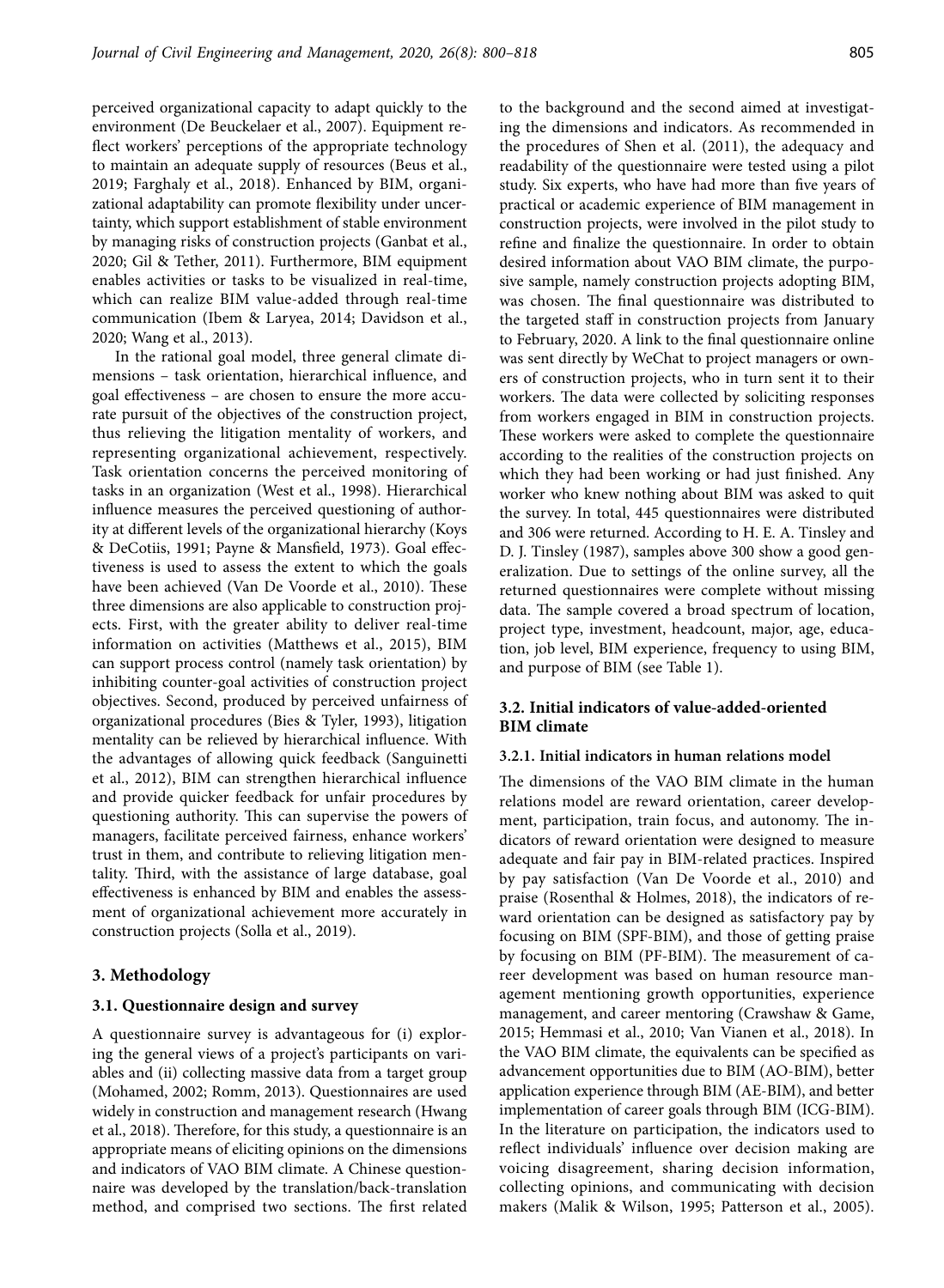perceived organizational capacity to adapt quickly to the environment (De Beuckelaer et al., 2007). Equipment reflect workers' perceptions of the appropriate technology to maintain an adequate supply of resources (Beus et al., 2019; Farghaly et al., 2018). Enhanced by BIM, organizational adaptability can promote flexibility under uncertainty, which support establishment of stable environment by managing risks of construction projects (Ganbat et al., 2020; Gil & Tether, 2011). Furthermore, BIM equipment enables activities or tasks to be visualized in real-time, which can realize BIM value-added through real-time communication (Ibem & Laryea, 2014; Davidson et al., 2020; Wang et al., 2013).

In the rational goal model, three general climate dimensions – task orientation, hierarchical influence, and goal effectiveness – are chosen to ensure the more accurate pursuit of the objectives of the construction project, thus relieving the litigation mentality of workers, and representing organizational achievement, respectively. Task orientation concerns the perceived monitoring of tasks in an organization (West et al., 1998). Hierarchical influence measures the perceived questioning of authority at different levels of the organizational hierarchy (Koys & DeCotiis, 1991; Payne & Mansfield, 1973). Goal effectiveness is used to assess the extent to which the goals have been achieved (Van De Voorde et al., 2010). These three dimensions are also applicable to construction projects. First, with the greater ability to deliver real-time information on activities (Matthews et al., 2015), BIM can support process control (namely task orientation) by inhibiting counter-goal activities of construction project objectives. Second, produced by perceived unfairness of organizational procedures (Bies & Tyler, 1993), litigation mentality can be relieved by hierarchical influence. With the advantages of allowing quick feedback (Sanguinetti et al., 2012), BIM can strengthen hierarchical influence and provide quicker feedback for unfair procedures by questioning authority. This can supervise the powers of managers, facilitate perceived fairness, enhance workers' trust in them, and contribute to relieving litigation mentality. Third, with the assistance of large database, goal effectiveness is enhanced by BIM and enables the assessment of organizational achievement more accurately in construction projects (Solla et al., 2019).

## 3. Methodology

### 3.1. Questionnaire design and survey

A questionnaire survey is advantageous for (i) exploring the general views of a project's participants on variables and (ii) collecting massive data from a target group (Mohamed, 2002; Romm, 2013). Questionnaires are used widely in construction and management research (Hwang et al., 2018). Therefore, for this study, a questionnaire is an appropriate means of eliciting opinions on the dimensions and indicators of VAO BIM climate. A Chinese questionnaire was developed by the translation/back-translation method, and comprised two sections. The first related to the background and the second aimed at investigating the dimensions and indicators. As recommended in the procedures of Shen et al. (2011), the adequacy and readability of the questionnaire were tested using a pilot study. Six experts, who have had more than five years of practical or academic experience of BIM management in construction projects, were involved in the pilot study to refine and finalize the questionnaire. In order to obtain desired information about VAO BIM climate, the purposive sample, namely construction projects adopting BIM, was chosen. The final questionnaire was distributed to the targeted staff in construction projects from January to February, 2020. A link to the final questionnaire online was sent directly by WeChat to project managers or owners of construction projects, who in turn sent it to their workers. The data were collected by soliciting responses from workers engaged in BIM in construction projects. These workers were asked to complete the questionnaire according to the realities of the construction projects on which they had been working or had just finished. Any worker who knew nothing about BIM was asked to quit the survey. In total, 445 questionnaires were distributed and 306 were returned. According to H. E. A. Tinsley and D. J. Tinsley (1987), samples above 300 show a good generalization. Due to settings of the online survey, all the returned questionnaires were complete without missing data. The sample covered a broad spectrum of location, project type, investment, headcount, major, age, education, job level, BIM experience, frequency to using BIM, and purpose of BIM (see Table 1).

### 3.2. Initial indicators of value-added-oriented BIM climate

#### 3.2.1. Initial indicators in human relations model

The dimensions of the VAO BIM climate in the human relations model are reward orientation, career development, participation, train focus, and autonomy. The indicators of reward orientation were designed to measure adequate and fair pay in BIM-related practices. Inspired by pay satisfaction (Van De Voorde et al., 2010) and praise (Rosenthal & Holmes, 2018), the indicators of reward orientation can be designed as satisfactory pay by focusing on BIM (SPF-BIM), and those of getting praise by focusing on BIM (PF-BIM). The measurement of career development was based on human resource management mentioning growth opportunities, experience management, and career mentoring (Crawshaw & Game, 2015; Hemmasi et al., 2010; Van Vianen et al., 2018). In the VAO BIM climate, the equivalents can be specified as advancement opportunities due to BIM (AO-BIM), better application experience through BIM (AE-BIM), and better implementation of career goals through BIM (ICG-BIM). In the literature on participation, the indicators used to reflect individuals' influence over decision making are voicing disagreement, sharing decision information, collecting opinions, and communicating with decision makers (Malik & Wilson, 1995; Patterson et al., 2005).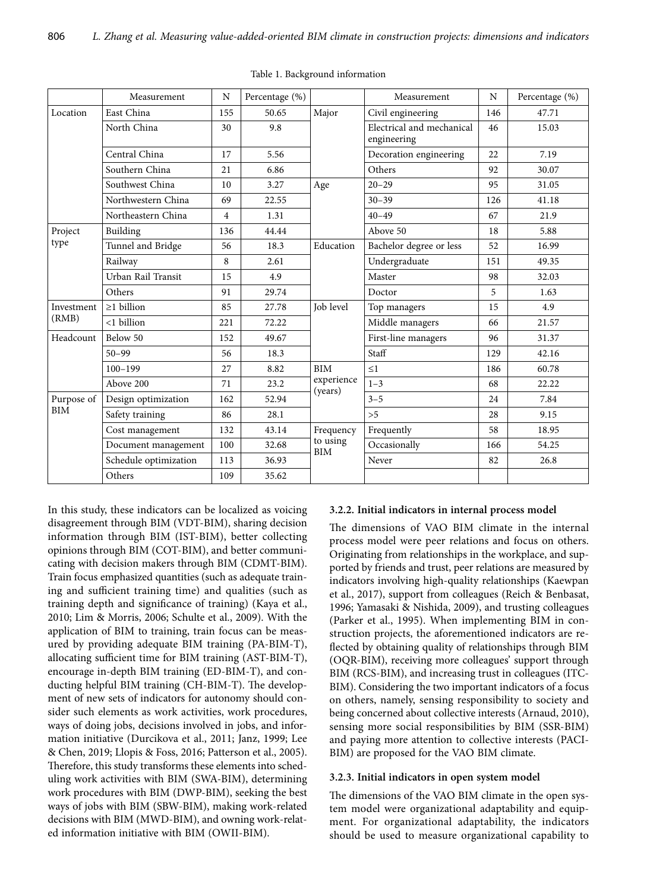Table 1. Background information

| | Measurement | N | Percentage (%) | | Measurement | N | Percentage (%) |
|---|---|---|---|---|---|---|---|
| Location | East China | 155 | 50.65 | Major | Civil engineering | 146 | 47.71 |
| | North China | 30 | 9.8 | | Electrical and mechanical engineering | 46 | 15.03 |
| | Central China | 17 | 5.56 | | Decoration engineering | 22 | 7.19 |
| | Southern China | 21 | 6.86 | | Others | 92 | 30.07 |
| | Southwest China | 10 | 3.27 | Age | 20–29 | 95 | 31.05 |
| | Northwestern China | 69 | 22.55 | | 30–39 | 126 | 41.18 |
| | Northeastern China | 4 | 1.31 | | 40–49 | 67 | 21.9 |
| Project type | Building | 136 | 44.44 | | Above 50 | 18 | 5.88 |
| | Tunnel and Bridge | 56 | 18.3 | Education | Bachelor degree or less | 52 | 16.99 |
| | Railway | 8 | 2.61 | | Undergraduate | 151 | 49.35 |
| | Urban Rail Transit | 15 | 4.9 | | Master | 98 | 32.03 |
| | Others | 91 | 29.74 | | Doctor | 5 | 1.63 |
| Investment (RMB) | ≥1 billion | 85 | 27.78 | Job level | Top managers | 15 | 4.9 |
| | <1 billion | 221 | 72.22 | | Middle managers | 66 | 21.57 |
| Headcount | Below 50 | 152 | 49.67 | | First-line managers | 96 | 31.37 |
| | 50–99 | 56 | 18.3 | | Staff | 129 | 42.16 |
| | 100–199 | 27 | 8.82 | BIM experience (years) | ≤1 | 186 | 60.78 |
| | Above 200 | 71 | 23.2 | | 1–3 | 68 | 22.22 |
| Purpose of BIM | Design optimization | 162 | 52.94 | | 3–5 | 24 | 7.84 |
| | Safety training | 86 | 28.1 | | >5 | 28 | 9.15 |
| | Cost management | 132 | 43.14 | Frequency to using BIM | Frequently | 58 | 18.95 |
| | Document management | 100 | 32.68 | | Occasionally | 166 | 54.25 |
| | Schedule optimization | 113 | 36.93 | | Never | 82 | 26.8 |
| | Others | 109 | 35.62 | | | | |

In this study, these indicators can be localized as voicing disagreement through BIM (VDT-BIM), sharing decision information through BIM (IST-BIM), better collecting opinions through BIM (COT-BIM), and better communicating with decision makers through BIM (CDMT-BIM). Train focus emphasized quantities (such as adequate training and sufficient training time) and qualities (such as training depth and significance of training) (Kaya et al., 2010; Lim & Morris, 2006; Schulte et al., 2009). With the application of BIM to training, train focus can be measured by providing adequate BIM training (PA-BIM-T), allocating sufficient time for BIM training (AST-BIM-T), encourage in-depth BIM training (ED-BIM-T), and conducting helpful BIM training (CH-BIM-T). The development of new sets of indicators for autonomy should consider such elements as work activities, work procedures, ways of doing jobs, decisions involved in jobs, and information initiative (Durcikova et al., 2011; Janz, 1999; Lee & Chen, 2019; Llopis & Foss, 2016; Patterson et al., 2005). Therefore, this study transforms these elements into scheduling work activities with BIM (SWA-BIM), determining work procedures with BIM (DWP-BIM), seeking the best ways of jobs with BIM (SBW-BIM), making work-related decisions with BIM (MWD-BIM), and owning work-related information initiative with BIM (OWII-BIM).

#### 3.2.2. Initial indicators in internal process model

The dimensions of VAO BIM climate in the internal process model were peer relations and focus on others. Originating from relationships in the workplace, and supported by friends and trust, peer relations are measured by indicators involving high-quality relationships (Kaewpan et al., 2017), support from colleagues (Reich & Benbasat, 1996; Yamasaki & Nishida, 2009), and trusting colleagues (Parker et al., 1995). When implementing BIM in construction projects, the aforementioned indicators are reflected by obtaining quality of relationships through BIM (OQR-BIM), receiving more colleagues' support through BIM (RCS-BIM), and increasing trust in colleagues (ITC-BIM). Considering the two important indicators of a focus on others, namely, sensing responsibility to society and being concerned about collective interests (Arnaud, 2010), sensing more social responsibilities by BIM (SSR-BIM) and paying more attention to collective interests (PACI-BIM) are proposed for the VAO BIM climate.

#### 3.2.3. Initial indicators in open system model

The dimensions of the VAO BIM climate in the open system model were organizational adaptability and equipment. For organizational adaptability, the indicators should be used to measure organizational capability to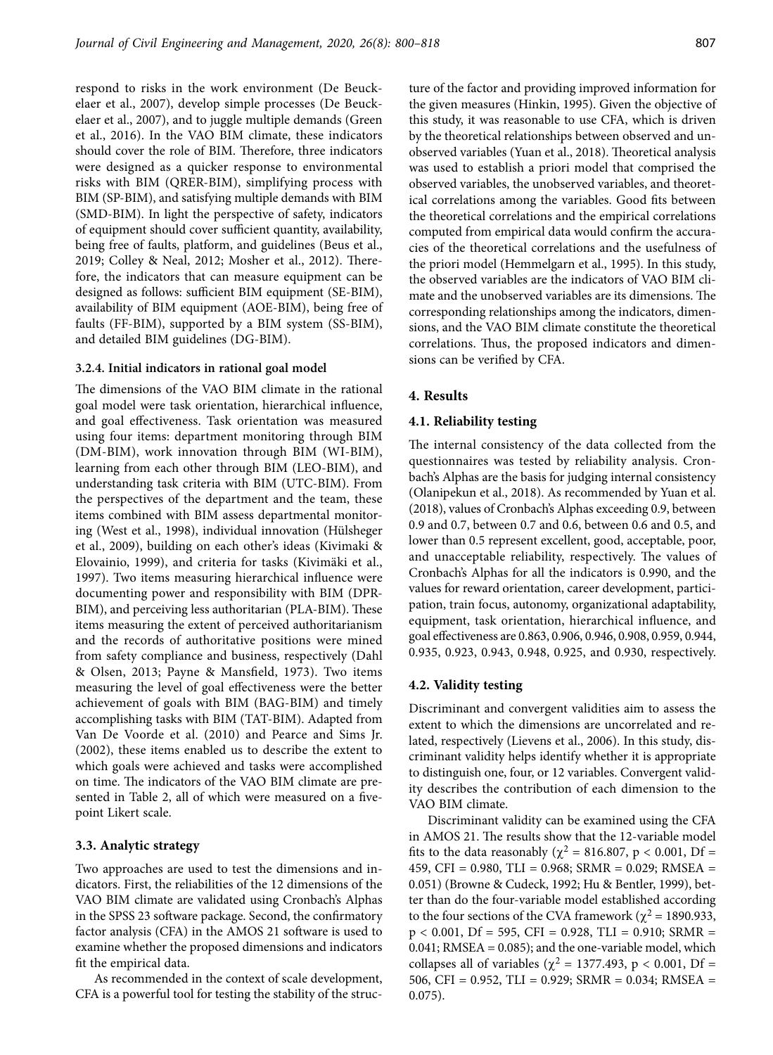respond to risks in the work environment (De Beuckelaer et al., 2007), develop simple processes (De Beuckelaer et al., 2007), and to juggle multiple demands (Green et al., 2016). In the VAO BIM climate, these indicators should cover the role of BIM. Therefore, three indicators were designed as a quicker response to environmental risks with BIM (QRER-BIM), simplifying process with BIM (SP-BIM), and satisfying multiple demands with BIM (SMD-BIM). In light the perspective of safety, indicators of equipment should cover sufficient quantity, availability, being free of faults, platform, and guidelines (Beus et al., 2019; Colley & Neal, 2012; Mosher et al., 2012). Therefore, the indicators that can measure equipment can be designed as follows: sufficient BIM equipment (SE-BIM), availability of BIM equipment (AOE-BIM), being free of faults (FF-BIM), supported by a BIM system (SS-BIM), and detailed BIM guidelines (DG-BIM).

#### 3.2.4. Initial indicators in rational goal model

The dimensions of the VAO BIM climate in the rational goal model were task orientation, hierarchical influence, and goal effectiveness. Task orientation was measured using four items: department monitoring through BIM (DM-BIM), work innovation through BIM (WI-BIM), learning from each other through BIM (LEO-BIM), and understanding task criteria with BIM (UTC-BIM). From the perspectives of the department and the team, these items combined with BIM assess departmental monitoring (West et al., 1998), individual innovation (Hülsheger et al., 2009), building on each other's ideas (Kivimaki & Elovainio, 1999), and criteria for tasks (Kivimäki et al., 1997). Two items measuring hierarchical influence were documenting power and responsibility with BIM (DPR-BIM), and perceiving less authoritarian (PLA-BIM). These items measuring the extent of perceived authoritarianism and the records of authoritative positions were mined from safety compliance and business, respectively (Dahl & Olsen, 2013; Payne & Mansfield, 1973). Two items measuring the level of goal effectiveness were the better achievement of goals with BIM (BAG-BIM) and timely accomplishing tasks with BIM (TAT-BIM). Adapted from Van De Voorde et al. (2010) and Pearce and Sims Jr. (2002), these items enabled us to describe the extent to which goals were achieved and tasks were accomplished on time. The indicators of the VAO BIM climate are presented in Table 2, all of which were measured on a five-point Likert scale.

### 3.3. Analytic strategy

Two approaches are used to test the dimensions and indicators. First, the reliabilities of the 12 dimensions of the VAO BIM climate are validated using Cronbach's Alphas in the SPSS 23 software package. Second, the confirmatory factor analysis (CFA) in the AMOS 21 software is used to examine whether the proposed dimensions and indicators fit the empirical data.

As recommended in the context of scale development, CFA is a powerful tool for testing the stability of the structure of the factor and providing improved information for the given measures (Hinkin, 1995). Given the objective of this study, it was reasonable to use CFA, which is driven by the theoretical relationships between observed and unobserved variables (Yuan et al., 2018). Theoretical analysis was used to establish a priori model that comprised the observed variables, the unobserved variables, and theoretical correlations among the variables. Good fits between the theoretical correlations and the empirical correlations computed from empirical data would confirm the accuracies of the theoretical correlations and the usefulness of the priori model (Hemmelgarn et al., 1995). In this study, the observed variables are the indicators of VAO BIM climate and the unobserved variables are its dimensions. The corresponding relationships among the indicators, dimensions, and the VAO BIM climate constitute the theoretical correlations. Thus, the proposed indicators and dimensions can be verified by CFA.

## 4. Results

### 4.1. Reliability testing

The internal consistency of the data collected from the questionnaires was tested by reliability analysis. Cronbach's Alphas are the basis for judging internal consistency (Olanipekun et al., 2018). As recommended by Yuan et al. (2018), values of Cronbach's Alphas exceeding 0.9, between 0.9 and 0.7, between 0.7 and 0.6, between 0.6 and 0.5, and lower than 0.5 represent excellent, good, acceptable, poor, and unacceptable reliability, respectively. The values of Cronbach's Alphas for all the indicators is 0.990, and the values for reward orientation, career development, participation, train focus, autonomy, organizational adaptability, equipment, task orientation, hierarchical influence, and goal effectiveness are 0.863, 0.906, 0.946, 0.908, 0.959, 0.944, 0.935, 0.923, 0.943, 0.948, 0.925, and 0.930, respectively.

### 4.2. Validity testing

Discriminant and convergent validities aim to assess the extent to which the dimensions are uncorrelated and related, respectively (Lievens et al., 2006). In this study, discriminant validity helps identify whether it is appropriate to distinguish one, four, or 12 variables. Convergent validity describes the contribution of each dimension to the VAO BIM climate.

Discriminant validity can be examined using the CFA in AMOS 21. The results show that the 12-variable model fits to the data reasonably ($\chi^2 = 816.807$, $p < 0.001$, Df = 459, CFI = 0.980, TLI = 0.968; SRMR = 0.029; RMSEA = 0.051) (Browne & Cudeck, 1992; Hu & Bentler, 1999), better than do the four-variable model established according to the four sections of the CVA framework ($\chi^2 = 1890.933$, $p < 0.001$, Df = 595, CFI = 0.928, TLI = 0.910; SRMR = 0.041; RMSEA = 0.085); and the one-variable model, which collapses all of variables ($\chi^2 = 1377.493$, $p < 0.001$, Df = 506, CFI = 0.952, TLI = 0.929; SRMR = 0.034; RMSEA = 0.075).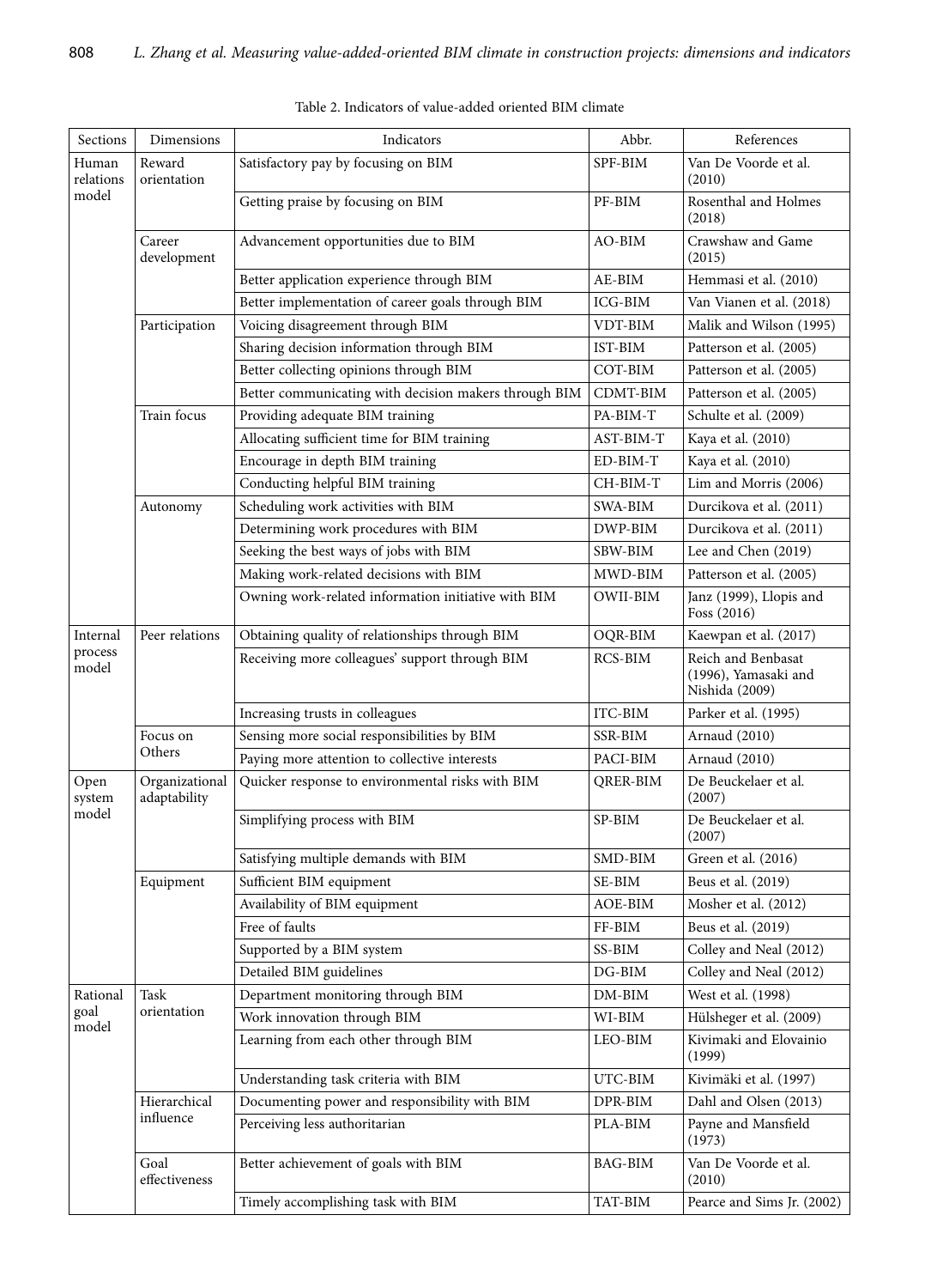Table 2. Indicators of value-added oriented BIM climate

| Sections | Dimensions | Indicators | Abbr. | References |
|---|---|---|---|---|
| Human relations model | Reward orientation | Satisfactory pay by focusing on BIM | SPF-BIM | Van De Voorde et al. (2010) |
| | | Getting praise by focusing on BIM | PF-BIM | Rosenthal and Holmes (2018) |
| | Career development | Advancement opportunities due to BIM | AO-BIM | Crawshaw and Game (2015) |
| | | Better application experience through BIM | AE-BIM | Hemmasi et al. (2010) |
| | | Better implementation of career goals through BIM | ICG-BIM | Van Vianen et al. (2018) |
| | Participation | Voicing disagreement through BIM | VDT-BIM | Malik and Wilson (1995) |
| | | Sharing decision information through BIM | IST-BIM | Patterson et al. (2005) |
| | | Better collecting opinions through BIM | COT-BIM | Patterson et al. (2005) |
| | | Better communicating with decision makers through BIM | CDMT-BIM | Patterson et al. (2005) |
| | Train focus | Providing adequate BIM training | PA-BIM-T | Schulte et al. (2009) |
| | | Allocating sufficient time for BIM training | AST-BIM-T | Kaya et al. (2010) |
| | | Encourage in depth BIM training | ED-BIM-T | Kaya et al. (2010) |
| | | Conducting helpful BIM training | CH-BIM-T | Lim and Morris (2006) |
| | Autonomy | Scheduling work activities with BIM | SWA-BIM | Durcikova et al. (2011) |
| | | Determining work procedures with BIM | DWP-BIM | Durcikova et al. (2011) |
| | | Seeking the best ways of jobs with BIM | SBW-BIM | Lee and Chen (2019) |
| | | Making work-related decisions with BIM | MWD-BIM | Patterson et al. (2005) |
| | | Owning work-related information initiative with BIM | OWII-BIM | Janz (1999), Llopis and Foss (2016) |
| Internal process model | Peer relations | Obtaining quality of relationships through BIM | OQR-BIM | Kaewpan et al. (2017) |
| | | Receiving more colleagues' support through BIM | RCS-BIM | Reich and Benbasat (1996), Yamasaki and Nishida (2009) |
| | | Increasing trusts in colleagues | ITC-BIM | Parker et al. (1995) |
| | Focus on Others | Sensing more social responsibilities by BIM | SSR-BIM | Arnaud (2010) |
| | | Paying more attention to collective interests | PACI-BIM | Arnaud (2010) |
| Open system model | Organizational adaptability | Quicker response to environmental risks with BIM | QRER-BIM | De Beuckelaer et al. (2007) |
| | | Simplifying process with BIM | SP-BIM | De Beuckelaer et al. (2007) |
| | | Satisfying multiple demands with BIM | SMD-BIM | Green et al. (2016) |
| | Equipment | Sufficient BIM equipment | SE-BIM | Beus et al. (2019) |
| | | Availability of BIM equipment | AOE-BIM | Mosher et al. (2012) |
| | | Free of faults | FF-BIM | Beus et al. (2019) |
| | | Supported by a BIM system | SS-BIM | Colley and Neal (2012) |
| | | Detailed BIM guidelines | DG-BIM | Colley and Neal (2012) |
| Rational goal model | Task orientation | Department monitoring through BIM | DM-BIM | West et al. (1998) |
| | | Work innovation through BIM | WI-BIM | Hülsheger et al. (2009) |
| | | Learning from each other through BIM | LEO-BIM | Kivimaki and Elovainio (1999) |
| | | Understanding task criteria with BIM | UTC-BIM | Kivimäki et al. (1997) |
| | Hierarchical influence | Documenting power and responsibility with BIM | DPR-BIM | Dahl and Olsen (2013) |
| | | Perceiving less authoritarian | PLA-BIM | Payne and Mansfield (1973) |
| | Goal effectiveness | Better achievement of goals with BIM | BAG-BIM | Van De Voorde et al. (2010) |
| | | Timely accomplishing task with BIM | TAT-BIM | Pearce and Sims Jr. (2002) |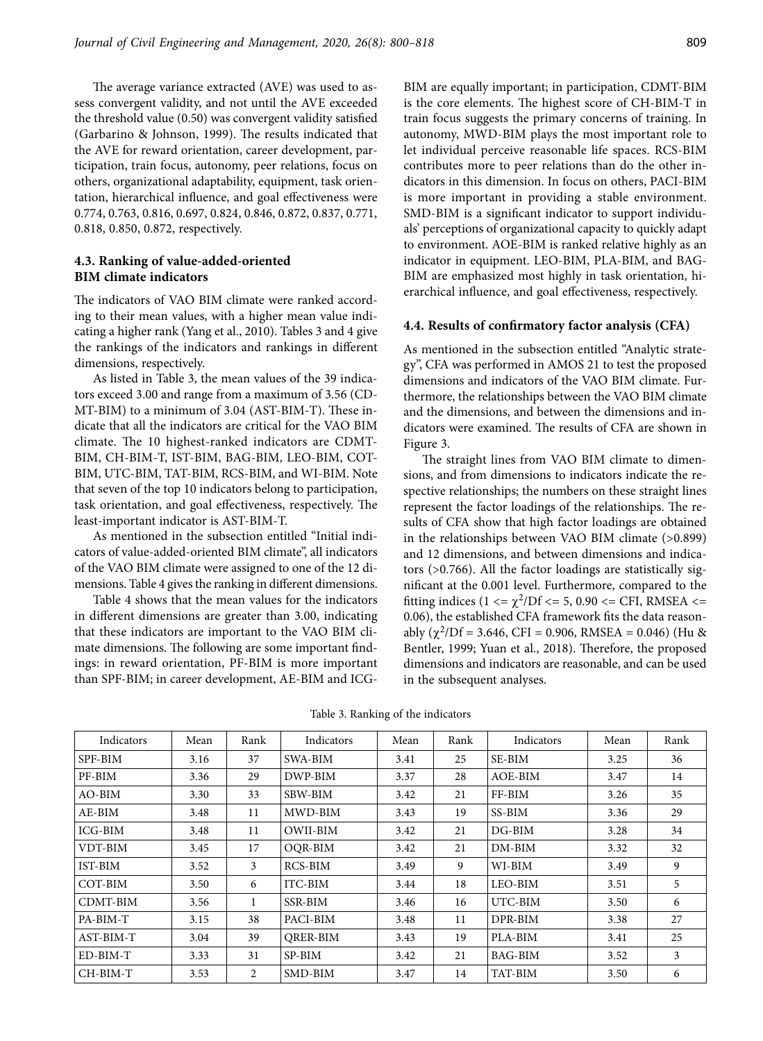The average variance extracted (AVE) was used to assess convergent validity, and not until the AVE exceeded the threshold value (0.50) was convergent validity satisfied (Garbarino & Johnson, 1999). The results indicated that the AVE for reward orientation, career development, participation, train focus, autonomy, peer relations, focus on others, organizational adaptability, equipment, task orientation, hierarchical influence, and goal effectiveness were 0.774, 0.763, 0.816, 0.697, 0.824, 0.846, 0.872, 0.837, 0.771, 0.818, 0.850, 0.872, respectively.

### 4.3. Ranking of value-added-oriented BIM climate indicators

The indicators of VAO BIM climate were ranked according to their mean values, with a higher mean value indicating a higher rank (Yang et al., 2010). Tables 3 and 4 give the rankings of the indicators and rankings in different dimensions, respectively.

As listed in Table 3, the mean values of the 39 indicators exceed 3.00 and range from a maximum of 3.56 (CDMT-BIM) to a minimum of 3.04 (AST-BIM-T). These indicate that all the indicators are critical for the VAO BIM climate. The 10 highest-ranked indicators are CDMT-BIM, CH-BIM-T, IST-BIM, BAG-BIM, LEO-BIM, COT-BIM, UTC-BIM, TAT-BIM, RCS-BIM, and WI-BIM. Note that seven of the top 10 indicators belong to participation, task orientation, and goal effectiveness, respectively. The least-important indicator is AST-BIM-T.

As mentioned in the subsection entitled "Initial indicators of value-added-oriented BIM climate", all indicators of the VAO BIM climate were assigned to one of the 12 dimensions. Table 4 gives the ranking in different dimensions.

Table 4 shows that the mean values for the indicators in different dimensions are greater than 3.00, indicating that these indicators are important to the VAO BIM climate dimensions. The following are some important findings: in reward orientation, PF-BIM is more important than SPF-BIM; in career development, AE-BIM and ICG-BIM are equally important; in participation, CDMT-BIM is the core elements. The highest score of CH-BIM-T in train focus suggests the primary concerns of training. In autonomy, MWD-BIM plays the most important role to let individual perceive reasonable life spaces. RCS-BIM contributes more to peer relations than do the other indicators in this dimension. In focus on others, PACI-BIM is more important in providing a stable environment. SMD-BIM is a significant indicator to support individuals' perceptions of organizational capacity to quickly adapt to environment. AOE-BIM is ranked relative highly as an indicator in equipment. LEO-BIM, PLA-BIM, and BAG-BIM are emphasized most highly in task orientation, hierarchical influence, and goal effectiveness, respectively.

### 4.4. Results of confirmatory factor analysis (CFA)

As mentioned in the subsection entitled "Analytic strategy", CFA was performed in AMOS 21 to test the proposed dimensions and indicators of the VAO BIM climate. Furthermore, the relationships between the VAO BIM climate and the dimensions, and between the dimensions and indicators were examined. The results of CFA are shown in Figure 3.

The straight lines from VAO BIM climate to dimensions, and from dimensions to indicators indicate the respective relationships; the numbers on these straight lines represent the factor loadings of the relationships. The results of CFA show that high factor loadings are obtained in the relationships between VAO BIM climate (>0.899) and 12 dimensions, and between dimensions and indicators (>0.766). All the factor loadings are statistically significant at the 0.001 level. Furthermore, compared to the fitting indices ($1 <= \chi^2/Df <= 5$, $0.90 <= CFI$, $RMSEA <= 0.06$), the established CFA framework fits the data reasonably ($\chi^2/Df = 3.646$, CFI = 0.906, RMSEA = 0.046) (Hu & Bentler, 1999; Yuan et al., 2018). Therefore, the proposed dimensions and indicators are reasonable, and can be used in the subsequent analyses.

Table 3. Ranking of the indicators

| Indicators | Mean | Rank | Indicators | Mean | Rank | Indicators | Mean | Rank |
|---|---|---|---|---|---|---|---|---|
| SPF-BIM | 3.16 | 37 | SWA-BIM | 3.41 | 25 | SE-BIM | 3.25 | 36 |
| PF-BIM | 3.36 | 29 | DWP-BIM | 3.37 | 28 | AOE-BIM | 3.47 | 14 |
| AO-BIM | 3.30 | 33 | SBW-BIM | 3.42 | 21 | FF-BIM | 3.26 | 35 |
| AE-BIM | 3.48 | 11 | MWD-BIM | 3.43 | 19 | SS-BIM | 3.36 | 29 |
| ICG-BIM | 3.48 | 11 | OWII-BIM | 3.42 | 21 | DG-BIM | 3.28 | 34 |
| VDT-BIM | 3.45 | 17 | OQR-BIM | 3.42 | 21 | DM-BIM | 3.32 | 32 |
| IST-BIM | 3.52 | 3 | RCS-BIM | 3.49 | 9 | WI-BIM | 3.49 | 9 |
| COT-BIM | 3.50 | 6 | ITC-BIM | 3.44 | 18 | LEO-BIM | 3.51 | 5 |
| CDMT-BIM | 3.56 | 1 | SSR-BIM | 3.46 | 16 | UTC-BIM | 3.50 | 6 |
| PA-BIM-T | 3.15 | 38 | PACI-BIM | 3.48 | 11 | DPR-BIM | 3.38 | 27 |
| AST-BIM-T | 3.04 | 39 | QRER-BIM | 3.43 | 19 | PLA-BIM | 3.41 | 25 |
| ED-BIM-T | 3.33 | 31 | SP-BIM | 3.42 | 21 | BAG-BIM | 3.52 | 3 |
| CH-BIM-T | 3.53 | 2 | SMD-BIM | 3.47 | 14 | TAT-BIM | 3.50 | 6 |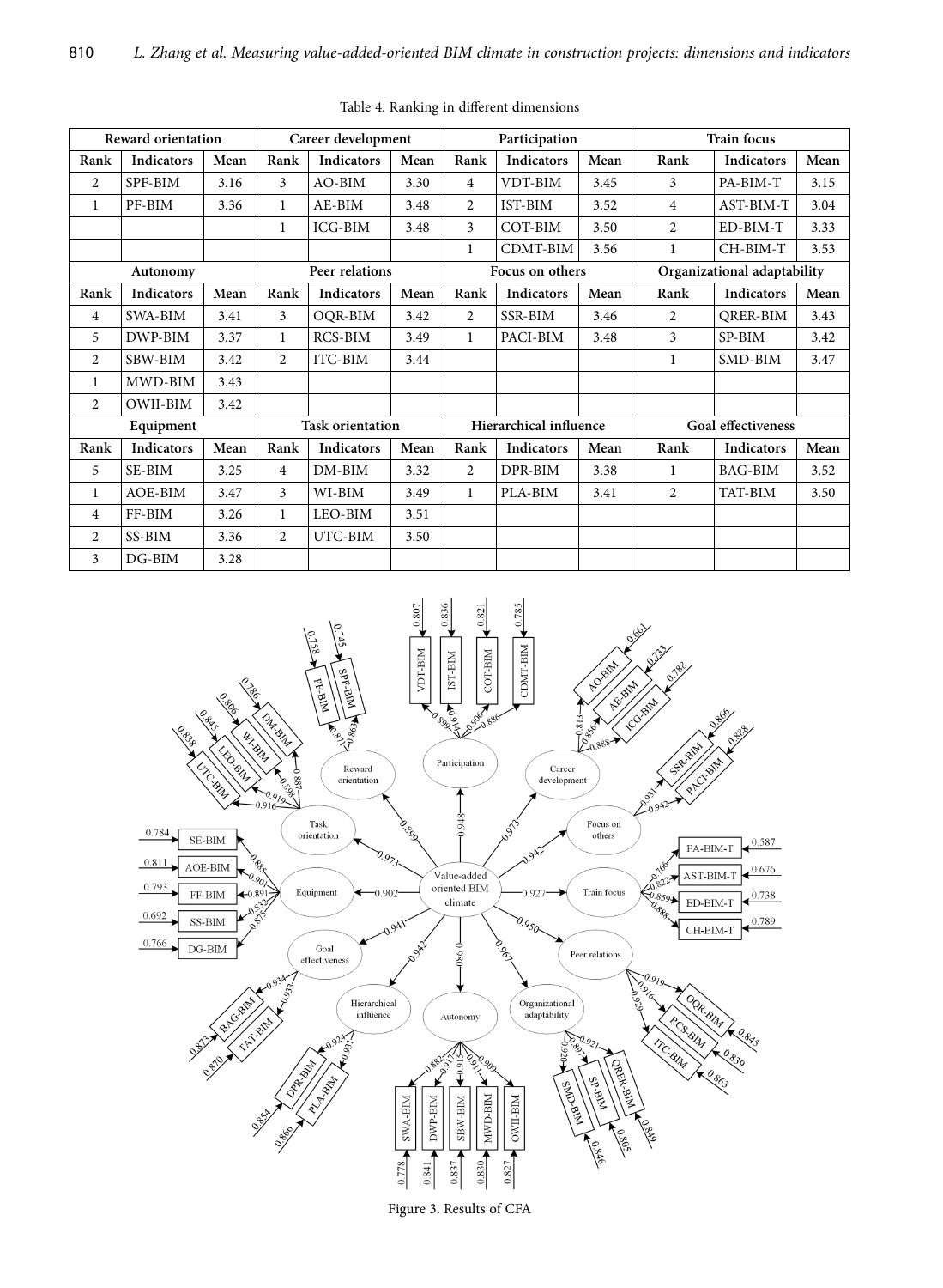Table 4. Ranking in different dimensions

| Reward orientation | | | Career development | | | Participation | | | Train focus | | |
|---|---|---|---|---|---|---|---|---|---|---|---|
| Rank | Indicators | Mean | Rank | Indicators | Mean | Rank | Indicators | Mean | Rank | Indicators | Mean |
| 2 | SPF-BIM | 3.16 | 3 | AO-BIM | 3.30 | 4 | VDT-BIM | 3.45 | 3 | PA-BIM-T | 3.15 |
| 1 | PF-BIM | 3.36 | 1 | AE-BIM | 3.48 | 2 | IST-BIM | 3.52 | 4 | AST-BIM-T | 3.04 |
| | | | 1 | ICG-BIM | 3.48 | 3 | COT-BIM | 3.50 | 2 | ED-BIM-T | 3.33 |
| | | | | | | 1 | CDMT-BIM | 3.56 | 1 | CH-BIM-T | 3.53 |
| **Autonomy** | | | **Peer relations** | | | **Focus on others** | | | **Organizational adaptability** | | |
| Rank | Indicators | Mean | Rank | Indicators | Mean | Rank | Indicators | Mean | Rank | Indicators | Mean |
| 4 | SWA-BIM | 3.41 | 3 | OQR-BIM | 3.42 | 2 | SSR-BIM | 3.46 | 2 | QRER-BIM | 3.43 |
| 5 | DWP-BIM | 3.37 | 1 | RCS-BIM | 3.49 | 1 | PACI-BIM | 3.48 | 3 | SP-BIM | 3.42 |
| 2 | SBW-BIM | 3.42 | 2 | ITC-BIM | 3.44 | | | | 1 | SMD-BIM | 3.47 |
| 1 | MWD-BIM | 3.43 | | | | | | | | | |
| 2 | OWII-BIM | 3.42 | | | | | | | | | |
| **Equipment** | | | **Task orientation** | | | **Hierarchical influence** | | | **Goal effectiveness** | | |
| Rank | Indicators | Mean | Rank | Indicators | Mean | Rank | Indicators | Mean | Rank | Indicators | Mean |
| 5 | SE-BIM | 3.25 | 4 | DM-BIM | 3.32 | 2 | DPR-BIM | 3.38 | 1 | BAG-BIM | 3.52 |
| 1 | AOE-BIM | 3.47 | 3 | WI-BIM | 3.49 | 1 | PLA-BIM | 3.41 | 2 | TAT-BIM | 3.50 |
| 4 | FF-BIM | 3.26 | 1 | LEO-BIM | 3.51 | | | | | | |
| 2 | SS-BIM | 3.36 | 2 | UTC-BIM | 3.50 | | | | | | |
| 3 | DG-BIM | 3.28 | | | | | | | | | |

Figure 3. Results of CFA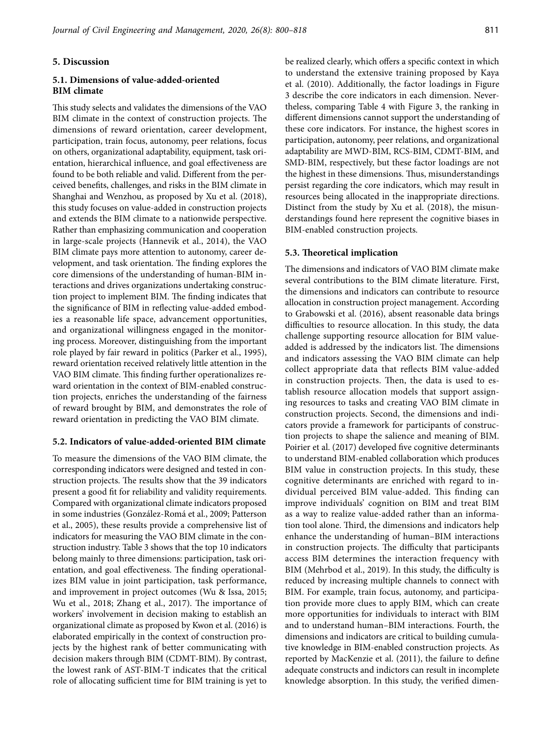## 5. Discussion

### 5.1. Dimensions of value-added-oriented BIM climate

This study selects and validates the dimensions of the VAO BIM climate in the context of construction projects. The dimensions of reward orientation, career development, participation, train focus, autonomy, peer relations, focus on others, organizational adaptability, equipment, task orientation, hierarchical influence, and goal effectiveness are found to be both reliable and valid. Different from the perceived benefits, challenges, and risks in the BIM climate in Shanghai and Wenzhou, as proposed by Xu et al. (2018), this study focuses on value-added in construction projects and extends the BIM climate to a nationwide perspective. Rather than emphasizing communication and cooperation in large-scale projects (Hannevik et al., 2014), the VAO BIM climate pays more attention to autonomy, career development, and task orientation. The finding explores the core dimensions of the understanding of human-BIM interactions and drives organizations undertaking construction project to implement BIM. The finding indicates that the significance of BIM in reflecting value-added embodies a reasonable life space, advancement opportunities, and organizational willingness engaged in the monitoring process. Moreover, distinguishing from the important role played by fair reward in politics (Parker et al., 1995), reward orientation received relatively little attention in the VAO BIM climate. This finding further operationalizes reward orientation in the context of BIM-enabled construction projects, enriches the understanding of the fairness of reward brought by BIM, and demonstrates the role of reward orientation in predicting the VAO BIM climate.

### 5.2. Indicators of value-added-oriented BIM climate

To measure the dimensions of the VAO BIM climate, the corresponding indicators were designed and tested in construction projects. The results show that the 39 indicators present a good fit for reliability and validity requirements. Compared with organizational climate indicators proposed in some industries (González-Romá et al., 2009; Patterson et al., 2005), these results provide a comprehensive list of indicators for measuring the VAO BIM climate in the construction industry. Table 3 shows that the top 10 indicators belong mainly to three dimensions: participation, task orientation, and goal effectiveness. The finding operationalizes BIM value in joint participation, task performance, and improvement in project outcomes (Wu & Issa, 2015; Wu et al., 2018; Zhang et al., 2017). The importance of workers' involvement in decision making to establish an organizational climate as proposed by Kwon et al. (2016) is elaborated empirically in the context of construction projects by the highest rank of better communicating with decision makers through BIM (CDMT-BIM). By contrast, the lowest rank of AST-BIM-T indicates that the critical role of allocating sufficient time for BIM training is yet to be realized clearly, which offers a specific context in which to understand the extensive training proposed by Kaya et al. (2010). Additionally, the factor loadings in Figure 3 describe the core indicators in each dimension. Nevertheless, comparing Table 4 with Figure 3, the ranking in different dimensions cannot support the understanding of these core indicators. For instance, the highest scores in participation, autonomy, peer relations, and organizational adaptability are MWD-BIM, RCS-BIM, CDMT-BIM, and SMD-BIM, respectively, but these factor loadings are not the highest in these dimensions. Thus, misunderstandings persist regarding the core indicators, which may result in resources being allocated in the inappropriate directions. Distinct from the study by Xu et al. (2018), the misunderstandings found here represent the cognitive biases in BIM-enabled construction projects.

### 5.3. Theoretical implication

The dimensions and indicators of VAO BIM climate make several contributions to the BIM climate literature. First, the dimensions and indicators can contribute to resource allocation in construction project management. According to Grabowski et al. (2016), absent reasonable data brings difficulties to resource allocation. In this study, the data challenge supporting resource allocation for BIM value-added is addressed by the indicators list. The dimensions and indicators assessing the VAO BIM climate can help collect appropriate data that reflects BIM value-added in construction projects. Then, the data is used to establish resource allocation models that support assigning resources to tasks and creating VAO BIM climate in construction projects. Second, the dimensions and indicators provide a framework for participants of construction projects to shape the salience and meaning of BIM. Poirier et al. (2017) developed five cognitive determinants to understand BIM-enabled collaboration which produces BIM value in construction projects. In this study, these cognitive determinants are enriched with regard to individual perceived BIM value-added. This finding can improve individuals' cognition on BIM and treat BIM as a way to realize value-added rather than an information tool alone. Third, the dimensions and indicators help enhance the understanding of human–BIM interactions in construction projects. The difficulty that participants access BIM determines the interaction frequency with BIM (Mehrbod et al., 2019). In this study, the difficulty is reduced by increasing multiple channels to connect with BIM. For example, train focus, autonomy, and participation provide more clues to apply BIM, which can create more opportunities for individuals to interact with BIM and to understand human–BIM interactions. Fourth, the dimensions and indicators are critical to building cumulative knowledge in BIM-enabled construction projects. As reported by MacKenzie et al. (2011), the failure to define adequate constructs and indictors can result in incomplete knowledge absorption. In this study, the verified dimen-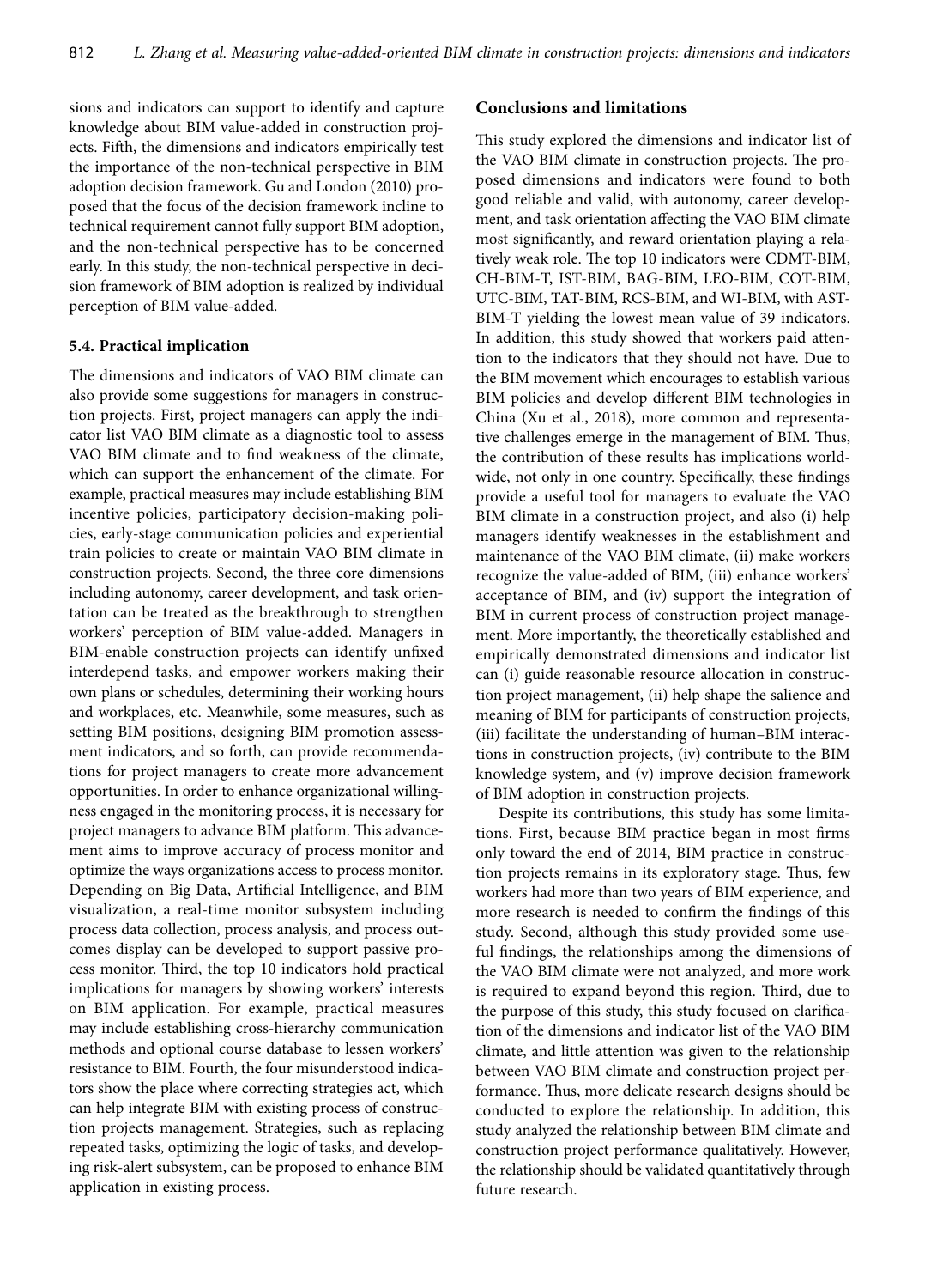sions and indicators can support to identify and capture knowledge about BIM value-added in construction projects. Fifth, the dimensions and indicators empirically test the importance of the non-technical perspective in BIM adoption decision framework. Gu and London (2010) proposed that the focus of the decision framework incline to technical requirement cannot fully support BIM adoption, and the non-technical perspective has to be concerned early. In this study, the non-technical perspective in decision framework of BIM adoption is realized by individual perception of BIM value-added.

### 5.4. Practical implication

The dimensions and indicators of VAO BIM climate can also provide some suggestions for managers in construction projects. First, project managers can apply the indicator list VAO BIM climate as a diagnostic tool to assess VAO BIM climate and to find weakness of the climate, which can support the enhancement of the climate. For example, practical measures may include establishing BIM incentive policies, participatory decision-making policies, early-stage communication policies and experiential train policies to create or maintain VAO BIM climate in construction projects. Second, the three core dimensions including autonomy, career development, and task orientation can be treated as the breakthrough to strengthen workers' perception of BIM value-added. Managers in BIM-enable construction projects can identify unfixed interdepend tasks, and empower workers making their own plans or schedules, determining their working hours and workplaces, etc. Meanwhile, some measures, such as setting BIM positions, designing BIM promotion assessment indicators, and so forth, can provide recommendations for project managers to create more advancement opportunities. In order to enhance organizational willingness engaged in the monitoring process, it is necessary for project managers to advance BIM platform. This advancement aims to improve accuracy of process monitor and optimize the ways organizations access to process monitor. Depending on Big Data, Artificial Intelligence, and BIM visualization, a real-time monitor subsystem including process data collection, process analysis, and process outcomes display can be developed to support passive process monitor. Third, the top 10 indicators hold practical implications for managers by showing workers' interests on BIM application. For example, practical measures may include establishing cross-hierarchy communication methods and optional course database to lessen workers' resistance to BIM. Fourth, the four misunderstood indicators show the place where correcting strategies act, which can help integrate BIM with existing process of construction projects management. Strategies, such as replacing repeated tasks, optimizing the logic of tasks, and developing risk-alert subsystem, can be proposed to enhance BIM application in existing process.

## Conclusions and limitations

This study explored the dimensions and indicator list of the VAO BIM climate in construction projects. The proposed dimensions and indicators were found to both good reliable and valid, with autonomy, career development, and task orientation affecting the VAO BIM climate most significantly, and reward orientation playing a relatively weak role. The top 10 indicators were CDMT-BIM, CH-BIM-T, IST-BIM, BAG-BIM, LEO-BIM, COT-BIM, UTC-BIM, TAT-BIM, RCS-BIM, and WI-BIM, with AST-BIM-T yielding the lowest mean value of 39 indicators. In addition, this study showed that workers paid attention to the indicators that they should not have. Due to the BIM movement which encourages to establish various BIM policies and develop different BIM technologies in China (Xu et al., 2018), more common and representative challenges emerge in the management of BIM. Thus, the contribution of these results has implications worldwide, not only in one country. Specifically, these findings provide a useful tool for managers to evaluate the VAO BIM climate in a construction project, and also (i) help managers identify weaknesses in the establishment and maintenance of the VAO BIM climate, (ii) make workers recognize the value-added of BIM, (iii) enhance workers' acceptance of BIM, and (iv) support the integration of BIM in current process of construction project management. More importantly, the theoretically established and empirically demonstrated dimensions and indicator list can (i) guide reasonable resource allocation in construction project management, (ii) help shape the salience and meaning of BIM for participants of construction projects, (iii) facilitate the understanding of human–BIM interactions in construction projects, (iv) contribute to the BIM knowledge system, and (v) improve decision framework of BIM adoption in construction projects.

Despite its contributions, this study has some limitations. First, because BIM practice began in most firms only toward the end of 2014, BIM practice in construction projects remains in its exploratory stage. Thus, few workers had more than two years of BIM experience, and more research is needed to confirm the findings of this study. Second, although this study provided some useful findings, the relationships among the dimensions of the VAO BIM climate were not analyzed, and more work is required to expand beyond this region. Third, due to the purpose of this study, this study focused on clarification of the dimensions and indicator list of the VAO BIM climate, and little attention was given to the relationship between VAO BIM climate and construction project performance. Thus, more delicate research designs should be conducted to explore the relationship. In addition, this study analyzed the relationship between BIM climate and construction project performance qualitatively. However, the relationship should be validated quantitatively through future research.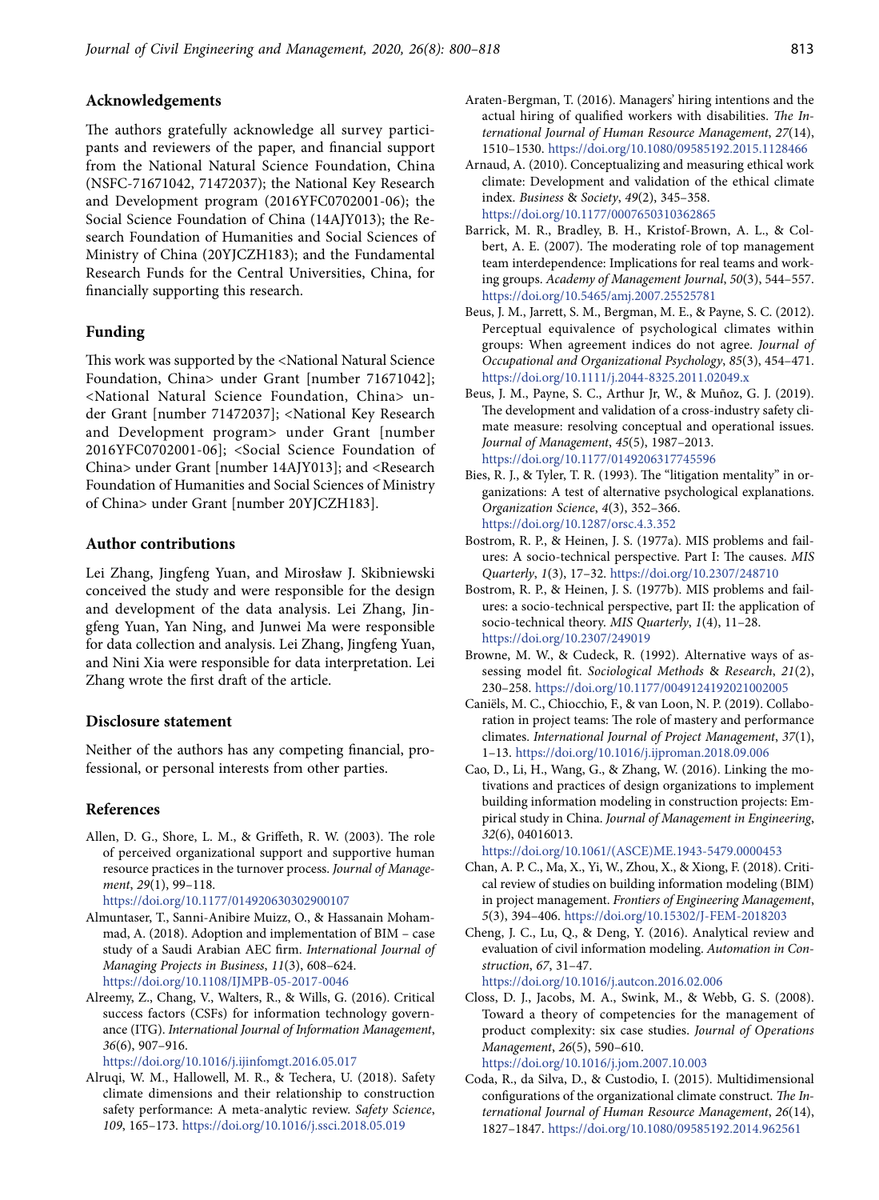## Acknowledgements

The authors gratefully acknowledge all survey participants and reviewers of the paper, and financial support from the National Natural Science Foundation, China (NSFC-71671042, 71472037); the National Key Research and Development program (2016YFC0702001-06); the Social Science Foundation of China (14AJY013); the Research Foundation of Humanities and Social Sciences of Ministry of China (20YJCZH183); and the Fundamental Research Funds for the Central Universities, China, for financially supporting this research.

## Funding

This work was supported by the <National Natural Science Foundation, China> under Grant [number 71671042]; <National Natural Science Foundation, China> under Grant [number 71472037]; <National Key Research and Development program> under Grant [number 2016YFC0702001-06]; <Social Science Foundation of China> under Grant [number 14AJY013]; and <Research Foundation of Humanities and Social Sciences of Ministry of China> under Grant [number 20YJCZH183].

## Author contributions

Lei Zhang, Jingfeng Yuan, and Mirosław J. Skibniewski conceived the study and were responsible for the design and development of the data analysis. Lei Zhang, Jingfeng Yuan, Yan Ning, and Junwei Ma were responsible for data collection and analysis. Lei Zhang, Jingfeng Yuan, and Nini Xia were responsible for data interpretation. Lei Zhang wrote the first draft of the article.

## Disclosure statement

Neither of the authors has any competing financial, professional, or personal interests from other parties.

## References

Allen, D. G., Shore, L. M., & Griffeth, R. W. (2003). The role of perceived organizational support and supportive human resource practices in the turnover process. *Journal of Management*, *29*(1), 99–118. https://doi.org/10.1177/014920630302900107

Almuntaser, T., Sanni-Anibire Muizz, O., & Hassanain Mohammad, A. (2018). Adoption and implementation of BIM – case study of a Saudi Arabian AEC firm. *International Journal of Managing Projects in Business*, *11*(3), 608–624. https://doi.org/10.1108/IJMPB-05-2017-0046

Alreemy, Z., Chang, V., Walters, R., & Wills, G. (2016). Critical success factors (CSFs) for information technology governance (ITG). *International Journal of Information Management*, *36*(6), 907–916. https://doi.org/10.1016/j.ijinfomgt.2016.05.017

Alruqi, W. M., Hallowell, M. R., & Techera, U. (2018). Safety climate dimensions and their relationship to construction safety performance: A meta-analytic review. *Safety Science*, *109*, 165–173. https://doi.org/10.1016/j.ssci.2018.05.019

Araten-Bergman, T. (2016). Managers' hiring intentions and the actual hiring of qualified workers with disabilities. *The International Journal of Human Resource Management*, *27*(14), 1510–1530. https://doi.org/10.1080/09585192.2015.1128466

Arnaud, A. (2010). Conceptualizing and measuring ethical work climate: Development and validation of the ethical climate index. *Business & Society*, *49*(2), 345–358. https://doi.org/10.1177/0007650310362865

Barrick, M. R., Bradley, B. H., Kristof-Brown, A. L., & Colbert, A. E. (2007). The moderating role of top management team interdependence: Implications for real teams and working groups. *Academy of Management Journal*, *50*(3), 544–557. https://doi.org/10.5465/amj.2007.25525781

Beus, J. M., Jarrett, S. M., Bergman, M. E., & Payne, S. C. (2012). Perceptual equivalence of psychological climates within groups: When agreement indices do not agree. *Journal of Occupational and Organizational Psychology*, *85*(3), 454–471. https://doi.org/10.1111/j.2044-8325.2011.02049.x

Beus, J. M., Payne, S. C., Arthur Jr, W., & Muñoz, G. J. (2019). The development and validation of a cross-industry safety climate measure: resolving conceptual and operational issues. *Journal of Management*, *45*(5), 1987–2013. https://doi.org/10.1177/0149206317745596

Bies, R. J., & Tyler, T. R. (1993). The "litigation mentality" in organizations: A test of alternative psychological explanations. *Organization Science*, *4*(3), 352–366. https://doi.org/10.1287/orsc.4.3.352

Bostrom, R. P., & Heinen, J. S. (1977a). MIS problems and failures: A socio-technical perspective. Part I: The causes. *MIS Quarterly*, *1*(3), 17–32. https://doi.org/10.2307/248710

Bostrom, R. P., & Heinen, J. S. (1977b). MIS problems and failures: a socio-technical perspective, part II: the application of socio-technical theory. *MIS Quarterly*, *1*(4), 11–28. https://doi.org/10.2307/249019

Browne, M. W., & Cudeck, R. (1992). Alternative ways of assessing model fit. *Sociological Methods & Research*, *21*(2), 230–258. https://doi.org/10.1177/0049124192021002005

Caniëls, M. C., Chiocchio, F., & van Loon, N. P. (2019). Collaboration in project teams: The role of mastery and performance climates. *International Journal of Project Management*, *37*(1), 1–13. https://doi.org/10.1016/j.ijproman.2018.09.006

Cao, D., Li, H., Wang, G., & Zhang, W. (2016). Linking the motivations and practices of design organizations to implement building information modeling in construction projects: Empirical study in China. *Journal of Management in Engineering*, *32*(6), 04016013. https://doi.org/10.1061/(ASCE)ME.1943-5479.0000453

Chan, A. P. C., Ma, X., Yi, W., Zhou, X., & Xiong, F. (2018). Critical review of studies on building information modeling (BIM) in project management. *Frontiers of Engineering Management*, *5*(3), 394–406. https://doi.org/10.15302/J-FEM-2018203

Cheng, J. C., Lu, Q., & Deng, Y. (2016). Analytical review and evaluation of civil information modeling. *Automation in Construction*, *67*, 31–47. https://doi.org/10.1016/j.autcon.2016.02.006

Closs, D. J., Jacobs, M. A., Swink, M., & Webb, G. S. (2008). Toward a theory of competencies for the management of product complexity: six case studies. *Journal of Operations Management*, *26*(5), 590–610. https://doi.org/10.1016/j.jom.2007.10.003

Coda, R., da Silva, D., & Custodio, I. (2015). Multidimensional configurations of the organizational climate construct. *The International Journal of Human Resource Management*, *26*(14), 1827–1847. https://doi.org/10.1080/09585192.2014.962561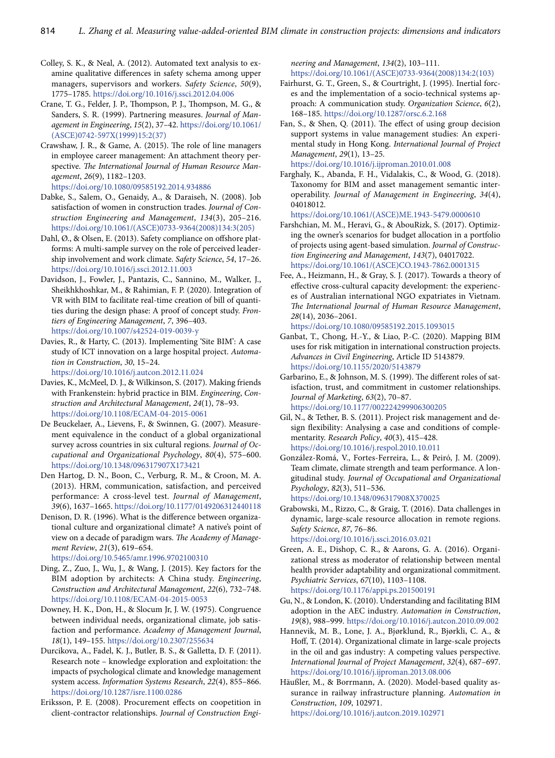Colley, S. K., & Neal, A. (2012). Automated text analysis to examine qualitative differences in safety schema among upper managers, supervisors and workers. *Safety Science*, *50*(9), 1775–1785. https://doi.org/10.1016/j.ssci.2012.04.006

Crane, T. G., Felder, J. P., Thompson, P. J., Thompson, M. G., & Sanders, S. R. (1999). Partnering measures. *Journal of Management in Engineering*, *15*(2), 37–42. https://doi.org/10.1061/(ASCE)0742-597X(1999)15:2(37)

Crawshaw, J. R., & Game, A. (2015). The role of line managers in employee career management: An attachment theory perspective. *The International Journal of Human Resource Management*, *26*(9), 1182–1203. https://doi.org/10.1080/09585192.2014.934886

Dabke, S., Salem, O., Genaidy, A., & Daraiseh, N. (2008). Job satisfaction of women in construction trades. *Journal of Construction Engineering and Management*, *134*(3), 205–216. https://doi.org/10.1061/(ASCE)0733-9364(2008)134:3(205)

Dahl, Ø., & Olsen, E. (2013). Safety compliance on offshore platforms: A multi-sample survey on the role of perceived leadership involvement and work climate. *Safety Science*, *54*, 17–26. https://doi.org/10.1016/j.ssci.2012.11.003

Davidson, J., Fowler, J., Pantazis, C., Sannino, M., Walker, J., Sheikhkhoshkar, M., & Rahimian, F. P. (2020). Integration of VR with BIM to facilitate real-time creation of bill of quantities during the design phase: A proof of concept study. *Frontiers of Engineering Management*, *7*, 396–403. https://doi.org/10.1007/s42524-019-0039-y

Davies, R., & Harty, C. (2013). Implementing 'Site BIM': A case study of ICT innovation on a large hospital project. *Automation in Construction*, *30*, 15–24. https://doi.org/10.1016/j.autcon.2012.11.024

Davies, K., McMeel, D. J., & Wilkinson, S. (2017). Making friends with Frankenstein: hybrid practice in BIM. *Engineering, Construction and Architectural Management*, *24*(1), 78–93. https://doi.org/10.1108/ECAM-04-2015-0061

De Beuckelaer, A., Lievens, F., & Swinnen, G. (2007). Measurement equivalence in the conduct of a global organizational survey across countries in six cultural regions. *Journal of Occupational and Organizational Psychology*, *80*(4), 575–600. https://doi.org/10.1348/096317907X173421

Den Hartog, D. N., Boon, C., Verburg, R. M., & Croon, M. A. (2013). HRM, communication, satisfaction, and perceived performance: A cross-level test. *Journal of Management*, *39*(6), 1637–1665. https://doi.org/10.1177/0149206312440118

Denison, D. R. (1996). What is the difference between organizational culture and organizational climate? A native's point of view on a decade of paradigm wars. *The Academy of Management Review*, *21*(3), 619–654. https://doi.org/10.5465/amr.1996.9702100310

Ding, Z., Zuo, J., Wu, J., & Wang, J. (2015). Key factors for the BIM adoption by architects: A China study. *Engineering, Construction and Architectural Management*, *22*(6), 732–748. https://doi.org/10.1108/ECAM-04-2015-0053

Downey, H. K., Don, H., & Slocum Jr, J. W. (1975). Congruence between individual needs, organizational climate, job satisfaction and performance. *Academy of Management Journal*, *18*(1), 149–155. https://doi.org/10.2307/255634

Durcikova, A., Fadel, K. J., Butler, B. S., & Galletta, D. F. (2011). Research note – knowledge exploration and exploitation: the impacts of psychological climate and knowledge management system access. *Information Systems Research*, *22*(4), 855–866. https://doi.org/10.1287/isre.1100.0286

Eriksson, P. E. (2008). Procurement effects on coopetition in client-contractor relationships. *Journal of Construction Engineering and Management*, *134*(2), 103–111. https://doi.org/10.1061/(ASCE)0733-9364(2008)134:2(103)

Fairhurst, G. T., Green, S., & Courtright, J. (1995). Inertial forces and the implementation of a socio-technical systems approach: A communication study. *Organization Science*, *6*(2), 168–185. https://doi.org/10.1287/orsc.6.2.168

Fan, S., & Shen, Q. (2011). The effect of using group decision support systems in value management studies: An experimental study in Hong Kong. *International Journal of Project Management*, *29*(1), 13–25. https://doi.org/10.1016/j.ijproman.2010.01.008

Farghaly, K., Abanda, F. H., Vidalakis, C., & Wood, G. (2018). Taxonomy for BIM and asset management semantic interoperability. *Journal of Management in Engineering*, *34*(4), 04018012. https://doi.org/10.1061/(ASCE)ME.1943-5479.0000610

Farshchian, M. M., Heravi, G., & AbouRizk, S. (2017). Optimizing the owner's scenarios for budget allocation in a portfolio of projects using agent-based simulation. *Journal of Construction Engineering and Management*, *143*(7), 04017022. https://doi.org/10.1061/(ASCE)CO.1943-7862.0001315

Fee, A., Heizmann, H., & Gray, S. J. (2017). Towards a theory of effective cross-cultural capacity development: the experiences of Australian international NGO expatriates in Vietnam. *The International Journal of Human Resource Management*, *28*(14), 2036–2061. https://doi.org/10.1080/09585192.2015.1093015

Ganbat, T., Chong, H.-Y., & Liao, P.-C. (2020). Mapping BIM uses for risk mitigation in international construction projects. *Advances in Civil Engineering*, Article ID 5143879. https://doi.org/10.1155/2020/5143879

Garbarino, E., & Johnson, M. S. (1999). The different roles of satisfaction, trust, and commitment in customer relationships. *Journal of Marketing*, *63*(2), 70–87. https://doi.org/10.1177/002224299906300205

Gil, N., & Tether, B. S. (2011). Project risk management and design flexibility: Analysing a case and conditions of complementarity. *Research Policy*, *40*(3), 415–428. https://doi.org/10.1016/j.respol.2010.10.011

González-Romá, V., Fortes-Ferreira, L., & Peiró, J. M. (2009). Team climate, climate strength and team performance. A longitudinal study. *Journal of Occupational and Organizational Psychology*, *82*(3), 511–536. https://doi.org/10.1348/096317908X370025

Grabowski, M., Rizzo, C., & Graig, T. (2016). Data challenges in dynamic, large-scale resource allocation in remote regions. *Safety Science*, *87*, 76–86. https://doi.org/10.1016/j.ssci.2016.03.021

Green, A. E., Dishop, C. R., & Aarons, G. A. (2016). Organizational stress as moderator of relationship between mental health provider adaptability and organizational commitment. *Psychiatric Services*, *67*(10), 1103–1108. https://doi.org/10.1176/appi.ps.201500191

Gu, N., & London, K. (2010). Understanding and facilitating BIM adoption in the AEC industry. *Automation in Construction*, *19*(8), 988–999. https://doi.org/10.1016/j.autcon.2010.09.002

Hannevik, M. B., Lone, J. A., Bjørklund, R., Bjørkli, C. A., & Hoff, T. (2014). Organizational climate in large-scale projects in the oil and gas industry: A competing values perspective. *International Journal of Project Management*, *32*(4), 687–697. https://doi.org/10.1016/j.ijproman.2013.08.006

Häußler, M., & Borrmann, A. (2020). Model-based quality assurance in railway infrastructure planning. *Automation in Construction*, *109*, 102971. https://doi.org/10.1016/j.autcon.2019.102971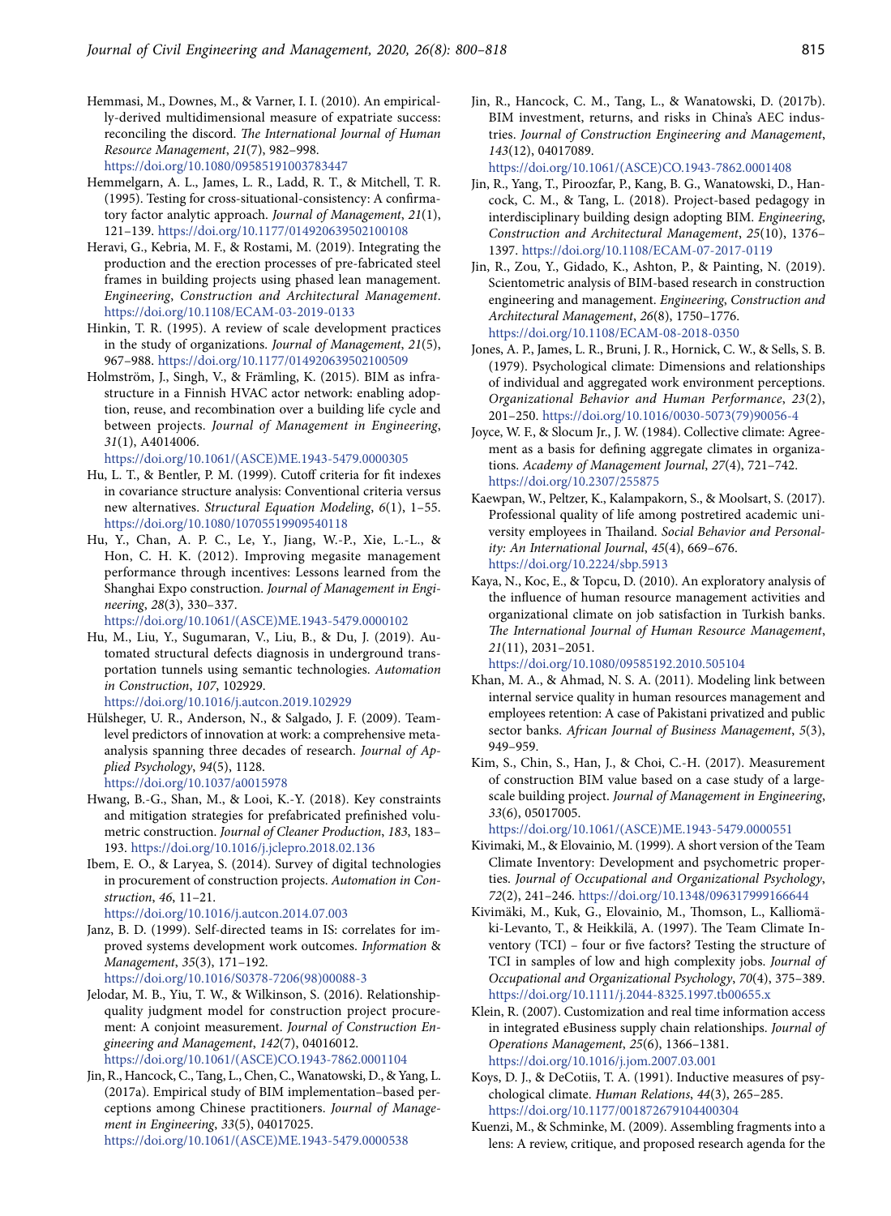Hemmasi, M., Downes, M., & Varner, I. I. (2010). An empirically-derived multidimensional measure of expatriate success: reconciling the discord. *The International Journal of Human Resource Management*, *21*(7), 982–998. https://doi.org/10.1080/09585191003783447

Hemmelgarn, A. L., James, L. R., Ladd, R. T., & Mitchell, T. R. (1995). Testing for cross-situational-consistency: A confirmatory factor analytic approach. *Journal of Management*, *21*(1), 121–139. https://doi.org/10.1177/014920639502100108

Heravi, G., Kebria, M. F., & Rostami, M. (2019). Integrating the production and the erection processes of pre-fabricated steel frames in building projects using phased lean management. *Engineering, Construction and Architectural Management*. https://doi.org/10.1108/ECAM-03-2019-0133

Hinkin, T. R. (1995). A review of scale development practices in the study of organizations. *Journal of Management*, *21*(5), 967–988. https://doi.org/10.1177/014920639502100509

Holmström, J., Singh, V., & Främling, K. (2015). BIM as infrastructure in a Finnish HVAC actor network: enabling adoption, reuse, and recombination over a building life cycle and between projects. *Journal of Management in Engineering*, *31*(1), A4014006. https://doi.org/10.1061/(ASCE)ME.1943-5479.0000305

Hu, L. T., & Bentler, P. M. (1999). Cutoff criteria for fit indexes in covariance structure analysis: Conventional criteria versus new alternatives. *Structural Equation Modeling*, *6*(1), 1–55. https://doi.org/10.1080/10705519909540118

Hu, Y., Chan, A. P. C., Le, Y., Jiang, W.-P., Xie, L.-L., & Hon, C. H. K. (2012). Improving megasite management performance through incentives: Lessons learned from the Shanghai Expo construction. *Journal of Management in Engineering*, *28*(3), 330–337. https://doi.org/10.1061/(ASCE)ME.1943-5479.0000102

Hu, M., Liu, Y., Sugumaran, V., Liu, B., & Du, J. (2019). Automated structural defects diagnosis in underground transportation tunnels using semantic technologies. *Automation in Construction*, *107*, 102929. https://doi.org/10.1016/j.autcon.2019.102929

Hülsheger, U. R., Anderson, N., & Salgado, J. F. (2009). Team-level predictors of innovation at work: a comprehensive meta-analysis spanning three decades of research. *Journal of Applied Psychology*, *94*(5), 1128. https://doi.org/10.1037/a0015978

Hwang, B.-G., Shan, M., & Looi, K.-Y. (2018). Key constraints and mitigation strategies for prefabricated prefinished volumetric construction. *Journal of Cleaner Production*, *183*, 183–193. https://doi.org/10.1016/j.jclepro.2018.02.136

Ibem, E. O., & Laryea, S. (2014). Survey of digital technologies in procurement of construction projects. *Automation in Construction*, *46*, 11–21. https://doi.org/10.1016/j.autcon.2014.07.003

Janz, B. D. (1999). Self-directed teams in IS: correlates for improved systems development work outcomes. *Information & Management*, *35*(3), 171–192. https://doi.org/10.1016/S0378-7206(98)00088-3

Jelodar, M. B., Yiu, T. W., & Wilkinson, S. (2016). Relationship-quality judgment model for construction project procurement: A conjoint measurement. *Journal of Construction Engineering and Management*, *142*(7), 04016012. https://doi.org/10.1061/(ASCE)CO.1943-7862.0001104

Jin, R., Hancock, C., Tang, L., Chen, C., Wanatowski, D., & Yang, L. (2017a). Empirical study of BIM implementation–based perceptions among Chinese practitioners. *Journal of Management in Engineering*, *33*(5), 04017025. https://doi.org/10.1061/(ASCE)ME.1943-5479.0000538

Jin, R., Hancock, C. M., Tang, L., & Wanatowski, D. (2017b). BIM investment, returns, and risks in China's AEC industries. *Journal of Construction Engineering and Management*, *143*(12), 04017089. https://doi.org/10.1061/(ASCE)CO.1943-7862.0001408

Jin, R., Yang, T., Piroozfar, P., Kang, B. G., Wanatowski, D., Hancock, C. M., & Tang, L. (2018). Project-based pedagogy in interdisciplinary building design adopting BIM. *Engineering, Construction and Architectural Management*, *25*(10), 1376–1397. https://doi.org/10.1108/ECAM-07-2017-0119

Jin, R., Zou, Y., Gidado, K., Ashton, P., & Painting, N. (2019). Scientometric analysis of BIM-based research in construction engineering and management. *Engineering, Construction and Architectural Management*, *26*(8), 1750–1776. https://doi.org/10.1108/ECAM-08-2018-0350

Jones, A. P., James, L. R., Bruni, J. R., Hornick, C. W., & Sells, S. B. (1979). Psychological climate: Dimensions and relationships of individual and aggregated work environment perceptions. *Organizational Behavior and Human Performance*, *23*(2), 201–250. https://doi.org/10.1016/0030-5073(79)90056-4

Joyce, W. F., & Slocum Jr., J. W. (1984). Collective climate: Agreement as a basis for defining aggregate climates in organizations. *Academy of Management Journal*, *27*(4), 721–742. https://doi.org/10.2307/255875

Kaewpan, W., Peltzer, K., Kalampakorn, S., & Moolsart, S. (2017). Professional quality of life among postretired academic university employees in Thailand. *Social Behavior and Personality: An International Journal*, *45*(4), 669–676. https://doi.org/10.2224/sbp.5913

Kaya, N., Koc, E., & Topcu, D. (2010). An exploratory analysis of the influence of human resource management activities and organizational climate on job satisfaction in Turkish banks. *The International Journal of Human Resource Management*, *21*(11), 2031–2051. https://doi.org/10.1080/09585192.2010.505104

Khan, M. A., & Ahmad, N. S. A. (2011). Modeling link between internal service quality in human resources management and employees retention: A case of Pakistani privatized and public sector banks. *African Journal of Business Management*, *5*(3), 949–959.

Kim, S., Chin, S., Han, J., & Choi, C.-H. (2017). Measurement of construction BIM value based on a case study of a large-scale building project. *Journal of Management in Engineering*, *33*(6), 05017005. https://doi.org/10.1061/(ASCE)ME.1943-5479.0000551

Kivimaki, M., & Elovainio, M. (1999). A short version of the Team Climate Inventory: Development and psychometric properties. *Journal of Occupational and Organizational Psychology*, *72*(2), 241–246. https://doi.org/10.1348/096317999166644

Kivimäki, M., Kuk, G., Elovainio, M., Thomson, L., Kalliomäki-Levanto, T., & Heikkilä, A. (1997). The Team Climate Inventory (TCI) – four or five factors? Testing the structure of TCI in samples of low and high complexity jobs. *Journal of Occupational and Organizational Psychology*, *70*(4), 375–389. https://doi.org/10.1111/j.2044-8325.1997.tb00655.x

Klein, R. (2007). Customization and real time information access in integrated eBusiness supply chain relationships. *Journal of Operations Management*, *25*(6), 1366–1381. https://doi.org/10.1016/j.jom.2007.03.001

Koys, D. J., & DeCotiis, T. A. (1991). Inductive measures of psychological climate. *Human Relations*, *44*(3), 265–285. https://doi.org/10.1177/001872679104400304

Kuenzi, M., & Schminke, M. (2009). Assembling fragments into a lens: A review, critique, and proposed research agenda for the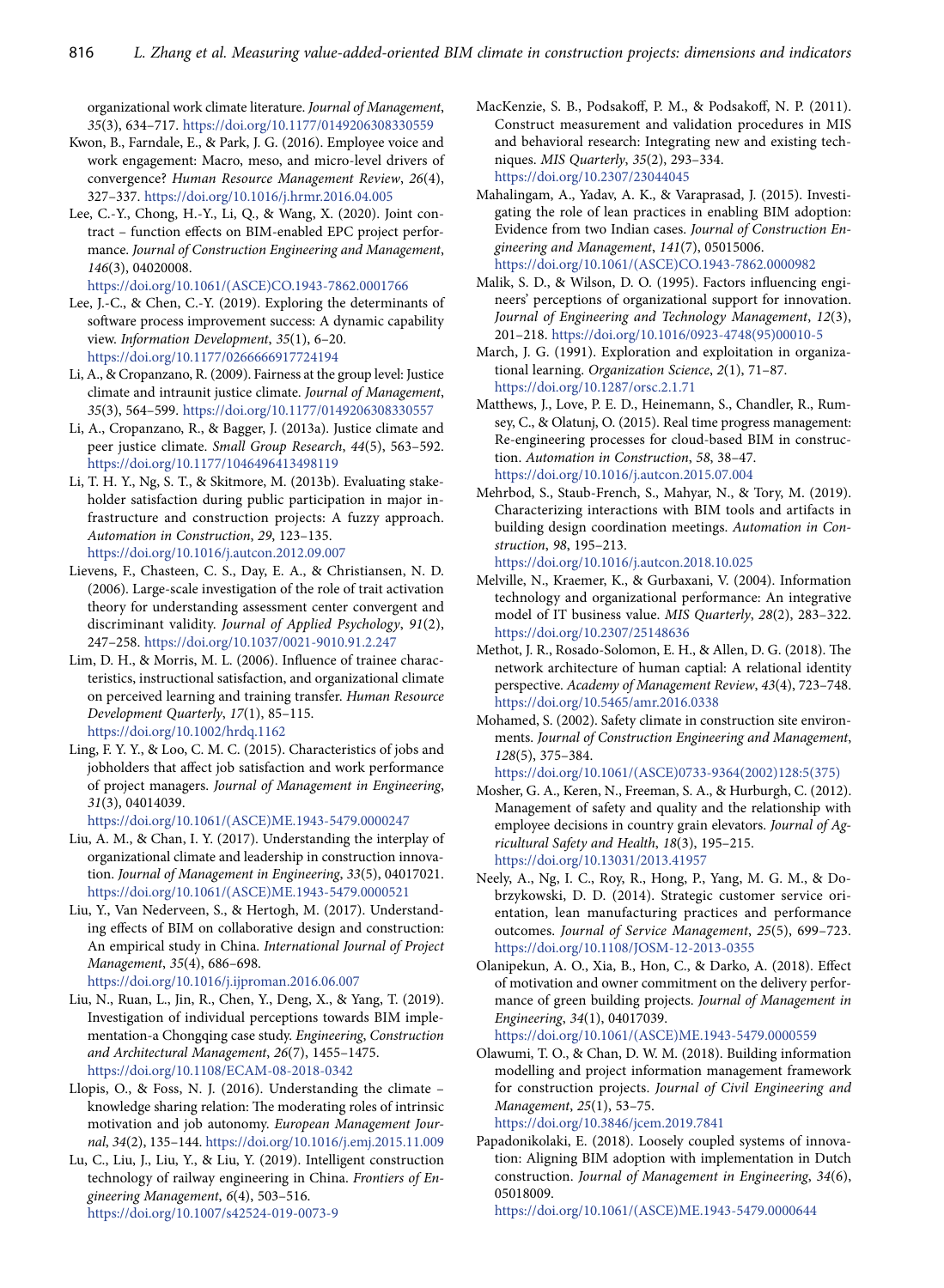organizational work climate literature. *Journal of Management*, *35*(3), 634–717. https://doi.org/10.1177/0149206308330559

Kwon, B., Farndale, E., & Park, J. G. (2016). Employee voice and work engagement: Macro, meso, and micro-level drivers of convergence? *Human Resource Management Review*, *26*(4), 327–337. https://doi.org/10.1016/j.hrmr.2016.04.005

Lee, C.-Y., Chong, H.-Y., Li, Q., & Wang, X. (2020). Joint contract – function effects on BIM-enabled EPC project performance. *Journal of Construction Engineering and Management*, *146*(3), 04020008. https://doi.org/10.1061/(ASCE)CO.1943-7862.0001766

Lee, J.-C., & Chen, C.-Y. (2019). Exploring the determinants of software process improvement success: A dynamic capability view. *Information Development*, *35*(1), 6–20. https://doi.org/10.1177/0266666917724194

Li, A., & Cropanzano, R. (2009). Fairness at the group level: Justice climate and intraunit justice climate. *Journal of Management*, *35*(3), 564–599. https://doi.org/10.1177/0149206308330557

Li, A., Cropanzano, R., & Bagger, J. (2013a). Justice climate and peer justice climate. *Small Group Research*, *44*(5), 563–592. https://doi.org/10.1177/1046496413498119

Li, T. H. Y., Ng, S. T., & Skitmore, M. (2013b). Evaluating stakeholder satisfaction during public participation in major infrastructure and construction projects: A fuzzy approach. *Automation in Construction*, *29*, 123–135. https://doi.org/10.1016/j.autcon.2012.09.007

Lievens, F., Chasteen, C. S., Day, E. A., & Christiansen, N. D. (2006). Large-scale investigation of the role of trait activation theory for understanding assessment center convergent and discriminant validity. *Journal of Applied Psychology*, *91*(2), 247–258. https://doi.org/10.1037/0021-9010.91.2.247

Lim, D. H., & Morris, M. L. (2006). Influence of trainee characteristics, instructional satisfaction, and organizational climate on perceived learning and training transfer. *Human Resource Development Quarterly*, *17*(1), 85–115. https://doi.org/10.1002/hrdq.1162

Ling, F. Y. Y., & Loo, C. M. C. (2015). Characteristics of jobs and jobholders that affect job satisfaction and work performance of project managers. *Journal of Management in Engineering*, *31*(3), 04014039. https://doi.org/10.1061/(ASCE)ME.1943-5479.0000247

Liu, A. M., & Chan, I. Y. (2017). Understanding the interplay of organizational climate and leadership in construction innovation. *Journal of Management in Engineering*, *33*(5), 04017021. https://doi.org/10.1061/(ASCE)ME.1943-5479.0000521

Liu, Y., Van Nederveen, S., & Hertogh, M. (2017). Understanding effects of BIM on collaborative design and construction: An empirical study in China. *International Journal of Project Management*, *35*(4), 686–698. https://doi.org/10.1016/j.ijproman.2016.06.007

Liu, N., Ruan, L., Jin, R., Chen, Y., Deng, X., & Yang, T. (2019). Investigation of individual perceptions towards BIM implementation-a Chongqing case study. *Engineering, Construction and Architectural Management*, *26*(7), 1455–1475. https://doi.org/10.1108/ECAM-08-2018-0342

Llopis, O., & Foss, N. J. (2016). Understanding the climate – knowledge sharing relation: The moderating roles of intrinsic motivation and job autonomy. *European Management Journal*, *34*(2), 135–144. https://doi.org/10.1016/j.emj.2015.11.009

Lu, C., Liu, J., Liu, Y., & Liu, Y. (2019). Intelligent construction technology of railway engineering in China. *Frontiers of Engineering Management*, *6*(4), 503–516. https://doi.org/10.1007/s42524-019-0073-9

MacKenzie, S. B., Podsakoff, P. M., & Podsakoff, N. P. (2011). Construct measurement and validation procedures in MIS and behavioral research: Integrating new and existing techniques. *MIS Quarterly*, *35*(2), 293–334. https://doi.org/10.2307/23044045

Mahalingam, A., Yadav, A. K., & Varaprasad, J. (2015). Investigating the role of lean practices in enabling BIM adoption: Evidence from two Indian cases. *Journal of Construction Engineering and Management*, *141*(7), 05015006. https://doi.org/10.1061/(ASCE)CO.1943-7862.0000982

Malik, S. D., & Wilson, D. O. (1995). Factors influencing engineers' perceptions of organizational support for innovation. *Journal of Engineering and Technology Management*, *12*(3), 201–218. https://doi.org/10.1016/0923-4748(95)00010-5

March, J. G. (1991). Exploration and exploitation in organizational learning. *Organization Science*, *2*(1), 71–87. https://doi.org/10.1287/orsc.2.1.71

Matthews, J., Love, P. E. D., Heinemann, S., Chandler, R., Rumsey, C., & Olatunj, O. (2015). Real time progress management: Re-engineering processes for cloud-based BIM in construction. *Automation in Construction*, *58*, 38–47. https://doi.org/10.1016/j.autcon.2015.07.004

Mehrbod, S., Staub-French, S., Mahyar, N., & Tory, M. (2019). Characterizing interactions with BIM tools and artifacts in building design coordination meetings. *Automation in Construction*, *98*, 195–213. https://doi.org/10.1016/j.autcon.2018.10.025

Melville, N., Kraemer, K., & Gurbaxani, V. (2004). Information technology and organizational performance: An integrative model of IT business value. *MIS Quarterly*, *28*(2), 283–322. https://doi.org/10.2307/25148636

Methot, J. R., Rosado-Solomon, E. H., & Allen, D. G. (2018). The network architecture of human captial: A relational identity perspective. *Academy of Management Review*, *43*(4), 723–748. https://doi.org/10.5465/amr.2016.0338

Mohamed, S. (2002). Safety climate in construction site environments. *Journal of Construction Engineering and Management*, *128*(5), 375–384. https://doi.org/10.1061/(ASCE)0733-9364(2002)128:5(375)

Mosher, G. A., Keren, N., Freeman, S. A., & Hurburgh, C. (2012). Management of safety and quality and the relationship with employee decisions in country grain elevators. *Journal of Agricultural Safety and Health*, *18*(3), 195–215. https://doi.org/10.13031/2013.41957

Neely, A., Ng, I. C., Roy, R., Hong, P., Yang, M. G. M., & Dobrzykowski, D. D. (2014). Strategic customer service orientation, lean manufacturing practices and performance outcomes. *Journal of Service Management*, *25*(5), 699–723. https://doi.org/10.1108/JOSM-12-2013-0355

Olanipekun, A. O., Xia, B., Hon, C., & Darko, A. (2018). Effect of motivation and owner commitment on the delivery performance of green building projects. *Journal of Management in Engineering*, *34*(1), 04017039. https://doi.org/10.1061/(ASCE)ME.1943-5479.0000559

Olawumi, T. O., & Chan, D. W. M. (2018). Building information modelling and project information management framework for construction projects. *Journal of Civil Engineering and Management*, *25*(1), 53–75. https://doi.org/10.3846/jcem.2019.7841

Papadonikolaki, E. (2018). Loosely coupled systems of innovation: Aligning BIM adoption with implementation in Dutch construction. *Journal of Management in Engineering*, *34*(6), 05018009. https://doi.org/10.1061/(ASCE)ME.1943-5479.0000644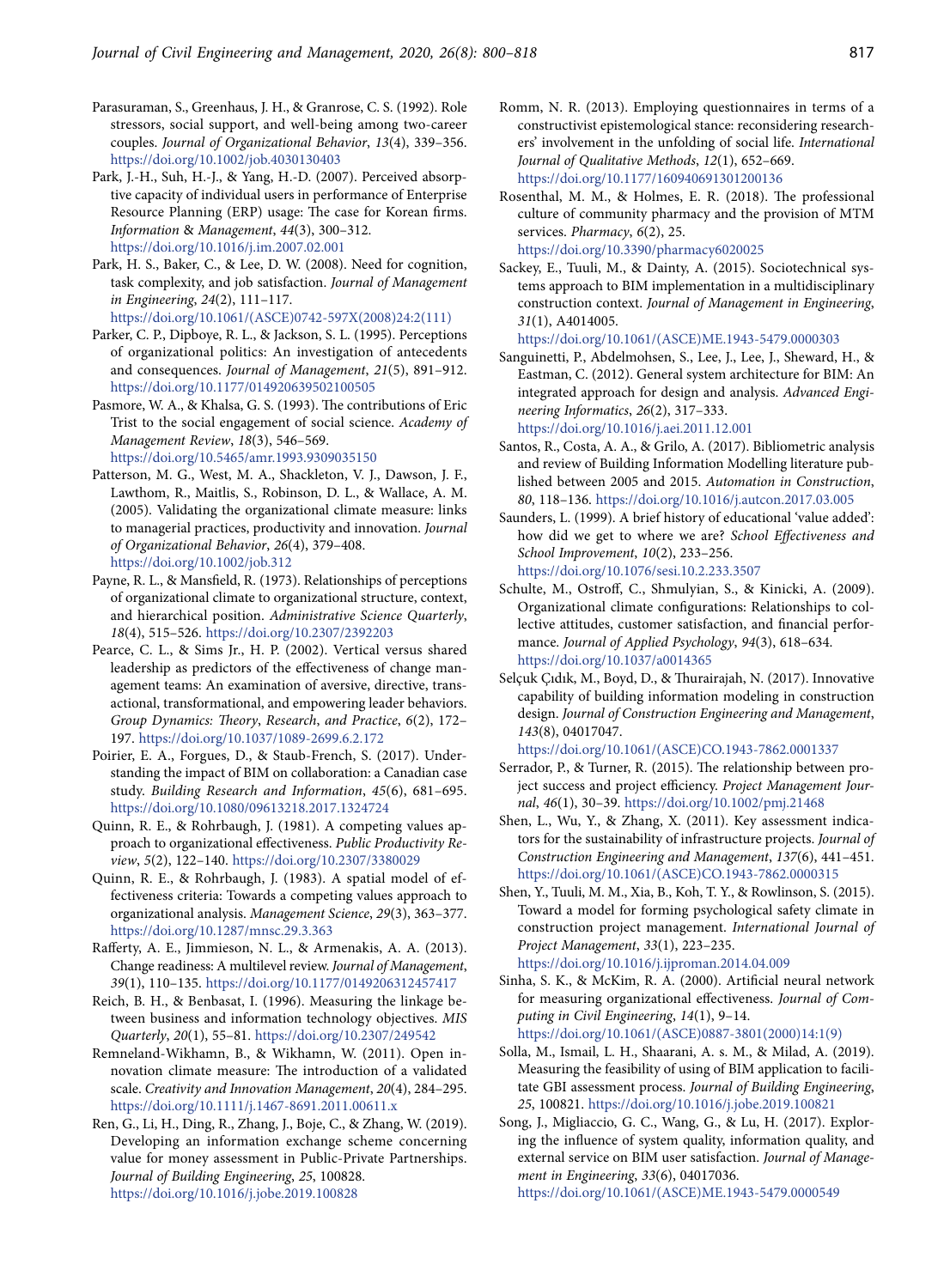Parasuraman, S., Greenhaus, J. H., & Granrose, C. S. (1992). Role stressors, social support, and well-being among two-career couples. *Journal of Organizational Behavior*, *13*(4), 339–356. https://doi.org/10.1002/job.4030130403

Park, J.-H., Suh, H.-J., & Yang, H.-D. (2007). Perceived absorptive capacity of individual users in performance of Enterprise Resource Planning (ERP) usage: The case for Korean firms. *Information & Management*, *44*(3), 300–312. https://doi.org/10.1016/j.im.2007.02.001

Park, H. S., Baker, C., & Lee, D. W. (2008). Need for cognition, task complexity, and job satisfaction. *Journal of Management in Engineering*, *24*(2), 111–117. https://doi.org/10.1061/(ASCE)0742-597X(2008)24:2(111)

Parker, C. P., Dipboye, R. L., & Jackson, S. L. (1995). Perceptions of organizational politics: An investigation of antecedents and consequences. *Journal of Management*, *21*(5), 891–912. https://doi.org/10.1177/014920639502100505

Pasmore, W. A., & Khalsa, G. S. (1993). The contributions of Eric Trist to the social engagement of social science. *Academy of Management Review*, *18*(3), 546–569. https://doi.org/10.5465/amr.1993.9309035150

Patterson, M. G., West, M. A., Shackleton, V. J., Dawson, J. F., Lawthom, R., Maitlis, S., Robinson, D. L., & Wallace, A. M. (2005). Validating the organizational climate measure: links to managerial practices, productivity and innovation. *Journal of Organizational Behavior*, *26*(4), 379–408. https://doi.org/10.1002/job.312

Payne, R. L., & Mansfield, R. (1973). Relationships of perceptions of organizational climate to organizational structure, context, and hierarchical position. *Administrative Science Quarterly*, *18*(4), 515–526. https://doi.org/10.2307/2392203

Pearce, C. L., & Sims Jr., H. P. (2002). Vertical versus shared leadership as predictors of the effectiveness of change management teams: An examination of aversive, directive, transactional, transformational, and empowering leader behaviors. *Group Dynamics: Theory, Research, and Practice*, *6*(2), 172–197. https://doi.org/10.1037/1089-2699.6.2.172

Poirier, E. A., Forgues, D., & Staub-French, S. (2017). Understanding the impact of BIM on collaboration: a Canadian case study. *Building Research and Information*, *45*(6), 681–695. https://doi.org/10.1080/09613218.2017.1324724

Quinn, R. E., & Rohrbaugh, J. (1981). A competing values approach to organizational effectiveness. *Public Productivity Review*, *5*(2), 122–140. https://doi.org/10.2307/3380029

Quinn, R. E., & Rohrbaugh, J. (1983). A spatial model of effectiveness criteria: Towards a competing values approach to organizational analysis. *Management Science*, *29*(3), 363–377. https://doi.org/10.1287/mnsc.29.3.363

Rafferty, A. E., Jimmieson, N. L., & Armenakis, A. A. (2013). Change readiness: A multilevel review. *Journal of Management*, *39*(1), 110–135. https://doi.org/10.1177/0149206312457417

Reich, B. H., & Benbasat, I. (1996). Measuring the linkage between business and information technology objectives. *MIS Quarterly*, *20*(1), 55–81. https://doi.org/10.2307/249542

Remneland-Wikhamn, B., & Wikhamn, W. (2011). Open innovation climate measure: The introduction of a validated scale. *Creativity and Innovation Management*, *20*(4), 284–295. https://doi.org/10.1111/j.1467-8691.2011.00611.x

Ren, G., Li, H., Ding, R., Zhang, J., Boje, C., & Zhang, W. (2019). Developing an information exchange scheme concerning value for money assessment in Public-Private Partnerships. *Journal of Building Engineering*, *25*, 100828. https://doi.org/10.1016/j.jobe.2019.100828

Romm, N. R. (2013). Employing questionnaires in terms of a constructivist epistemological stance: reconsidering researchers' involvement in the unfolding of social life. *International Journal of Qualitative Methods*, *12*(1), 652–669. https://doi.org/10.1177/160940691301200136

Rosenthal, M. M., & Holmes, E. R. (2018). The professional culture of community pharmacy and the provision of MTM services. *Pharmacy*, *6*(2), 25. https://doi.org/10.3390/pharmacy6020025

Sackey, E., Tuuli, M., & Dainty, A. (2015). Sociotechnical systems approach to BIM implementation in a multidisciplinary construction context. *Journal of Management in Engineering*, *31*(1), A4014005. https://doi.org/10.1061/(ASCE)ME.1943-5479.0000303

Sanguinetti, P., Abdelmohsen, S., Lee, J., Lee, J., Sheward, H., & Eastman, C. (2012). General system architecture for BIM: An integrated approach for design and analysis. *Advanced Engineering Informatics*, *26*(2), 317–333. https://doi.org/10.1016/j.aei.2011.12.001

Santos, R., Costa, A. A., & Grilo, A. (2017). Bibliometric analysis and review of Building Information Modelling literature published between 2005 and 2015. *Automation in Construction*, *80*, 118–136. https://doi.org/10.1016/j.autcon.2017.03.005

Saunders, L. (1999). A brief history of educational 'value added': how did we get to where we are? *School Effectiveness and School Improvement*, *10*(2), 233–256. https://doi.org/10.1076/sesi.10.2.233.3507

Schulte, M., Ostroff, C., Shmulyian, S., & Kinicki, A. (2009). Organizational climate configurations: Relationships to collective attitudes, customer satisfaction, and financial performance. *Journal of Applied Psychology*, *94*(3), 618–634. https://doi.org/10.1037/a0014365

Selçuk Çıdık, M., Boyd, D., & Thurairajah, N. (2017). Innovative capability of building information modeling in construction design. *Journal of Construction Engineering and Management*, *143*(8), 04017047. https://doi.org/10.1061/(ASCE)CO.1943-7862.0001337

Serrador, P., & Turner, R. (2015). The relationship between project success and project efficiency. *Project Management Journal*, *46*(1), 30–39. https://doi.org/10.1002/pmj.21468

Shen, L., Wu, Y., & Zhang, X. (2011). Key assessment indicators for the sustainability of infrastructure projects. *Journal of Construction Engineering and Management*, *137*(6), 441–451. https://doi.org/10.1061/(ASCE)CO.1943-7862.0000315

Shen, Y., Tuuli, M. M., Xia, B., Koh, T. Y., & Rowlinson, S. (2015). Toward a model for forming psychological safety climate in construction project management. *International Journal of Project Management*, *33*(1), 223–235. https://doi.org/10.1016/j.ijproman.2014.04.009

Sinha, S. K., & McKim, R. A. (2000). Artificial neural network for measuring organizational effectiveness. *Journal of Computing in Civil Engineering*, *14*(1), 9–14. https://doi.org/10.1061/(ASCE)0887-3801(2000)14:1(9)

Solla, M., Ismail, L. H., Shaarani, A. s. M., & Milad, A. (2019). Measuring the feasibility of using of BIM application to facilitate GBI assessment process. *Journal of Building Engineering*, *25*, 100821. https://doi.org/10.1016/j.jobe.2019.100821

Song, J., Migliaccio, G. C., Wang, G., & Lu, H. (2017). Exploring the influence of system quality, information quality, and external service on BIM user satisfaction. *Journal of Management in Engineering*, *33*(6), 04017036. https://doi.org/10.1061/(ASCE)ME.1943-5479.0000549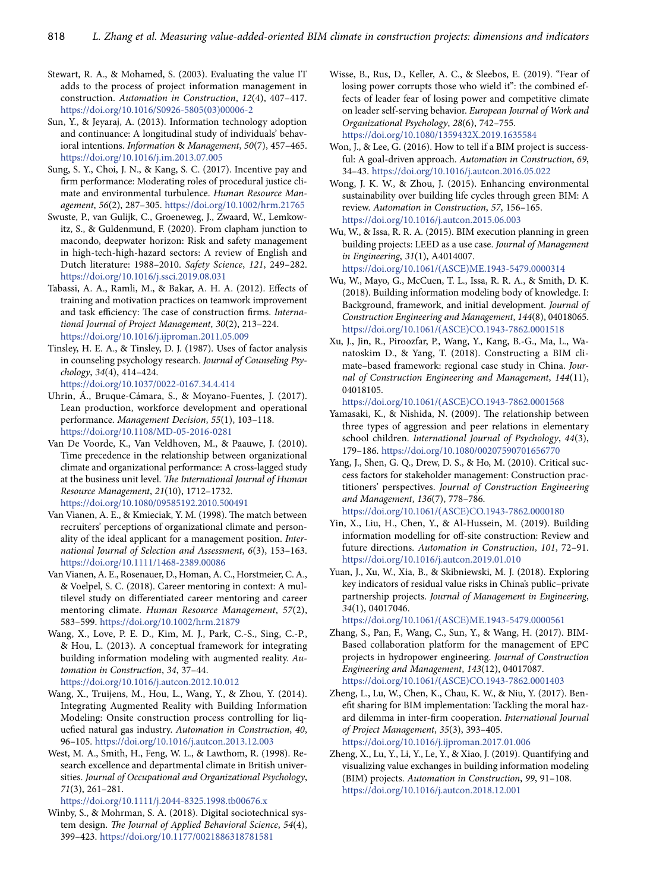Stewart, R. A., & Mohamed, S. (2003). Evaluating the value IT adds to the process of project information management in construction. *Automation in Construction*, *12*(4), 407–417. https://doi.org/10.1016/S0926-5805(03)00006-2

Sun, Y., & Jeyaraj, A. (2013). Information technology adoption and continuance: A longitudinal study of individuals' behavioral intentions. *Information & Management*, *50*(7), 457–465. https://doi.org/10.1016/j.im.2013.07.005

Sung, S. Y., Choi, J. N., & Kang, S. C. (2017). Incentive pay and firm performance: Moderating roles of procedural justice climate and environmental turbulence. *Human Resource Management*, *56*(2), 287–305. https://doi.org/10.1002/hrm.21765

Swuste, P., van Gulijk, C., Groeneweg, J., Zwaard, W., Lemkowitz, S., & Guldenmund, F. (2020). From clapham junction to macondo, deepwater horizon: Risk and safety management in high-tech-high-hazard sectors: A review of English and Dutch literature: 1988–2010. *Safety Science*, *121*, 249–282. https://doi.org/10.1016/j.ssci.2019.08.031

Tabassi, A. A., Ramli, M., & Bakar, A. H. A. (2012). Effects of training and motivation practices on teamwork improvement and task efficiency: The case of construction firms. *International Journal of Project Management*, *30*(2), 213–224. https://doi.org/10.1016/j.ijproman.2011.05.009

Tinsley, H. E. A., & Tinsley, D. J. (1987). Uses of factor analysis in counseling psychology research. *Journal of Counseling Psychology*, *34*(4), 414–424. https://doi.org/10.1037/0022-0167.34.4.414

Uhrin, Á., Bruque-Cámara, S., & Moyano-Fuentes, J. (2017). Lean production, workforce development and operational performance. *Management Decision*, *55*(1), 103–118. https://doi.org/10.1108/MD-05-2016-0281

Van De Voorde, K., Van Veldhoven, M., & Paauwe, J. (2010). Time precedence in the relationship between organizational climate and organizational performance: A cross-lagged study at the business unit level. *The International Journal of Human Resource Management*, *21*(10), 1712–1732. https://doi.org/10.1080/09585192.2010.500491

Van Vianen, A. E., & Kmieciak, Y. M. (1998). The match between recruiters' perceptions of organizational climate and personality of the ideal applicant for a management position. *International Journal of Selection and Assessment*, *6*(3), 153–163. https://doi.org/10.1111/1468-2389.00086

Van Vianen, A. E., Rosenauer, D., Homan, A. C., Horstmeier, C. A., & Voelpel, S. C. (2018). Career mentoring in context: A multilevel study on differentiated career mentoring and career mentoring climate. *Human Resource Management*, *57*(2), 583–599. https://doi.org/10.1002/hrm.21879

Wang, X., Love, P. E. D., Kim, M. J., Park, C.-S., Sing, C.-P., & Hou, L. (2013). A conceptual framework for integrating building information modeling with augmented reality. *Automation in Construction*, *34*, 37–44. https://doi.org/10.1016/j.autcon.2012.10.012

Wang, X., Truijens, M., Hou, L., Wang, Y., & Zhou, Y. (2014). Integrating Augmented Reality with Building Information Modeling: Onsite construction process controlling for liquefied natural gas industry. *Automation in Construction*, *40*, 96–105. https://doi.org/10.1016/j.autcon.2013.12.003

West, M. A., Smith, H., Feng, W. L., & Lawthom, R. (1998). Research excellence and departmental climate in British universities. *Journal of Occupational and Organizational Psychology*, *71*(3), 261–281. https://doi.org/10.1111/j.2044-8325.1998.tb00676.x

Winby, S., & Mohrman, S. A. (2018). Digital sociotechnical system design. *The Journal of Applied Behavioral Science*, *54*(4), 399–423. https://doi.org/10.1177/0021886318781581

Wisse, B., Rus, D., Keller, A. C., & Sleebos, E. (2019). "Fear of losing power corrupts those who wield it": the combined effects of leader fear of losing power and competitive climate on leader self-serving behavior. *European Journal of Work and Organizational Psychology*, *28*(6), 742–755. https://doi.org/10.1080/1359432X.2019.1635584

Won, J., & Lee, G. (2016). How to tell if a BIM project is successful: A goal-driven approach. *Automation in Construction*, *69*, 34–43. https://doi.org/10.1016/j.autcon.2016.05.022

Wong, J. K. W., & Zhou, J. (2015). Enhancing environmental sustainability over building life cycles through green BIM: A review. *Automation in Construction*, *57*, 156–165. https://doi.org/10.1016/j.autcon.2015.06.003

Wu, W., & Issa, R. R. A. (2015). BIM execution planning in green building projects: LEED as a use case. *Journal of Management in Engineering*, *31*(1), A4014007. https://doi.org/10.1061/(ASCE)ME.1943-5479.0000314

Wu, W., Mayo, G., McCuen, T. L., Issa, R. R. A., & Smith, D. K. (2018). Building information modeling body of knowledge. I: Background, framework, and initial development. *Journal of Construction Engineering and Management*, *144*(8), 04018065. https://doi.org/10.1061/(ASCE)CO.1943-7862.0001518

Xu, J., Jin, R., Piroozfar, P., Wang, Y., Kang, B.-G., Ma, L., Wanatoskim D., & Yang, T. (2018). Constructing a BIM climate–based framework: regional case study in China. *Journal of Construction Engineering and Management*, *144*(11), 04018105. https://doi.org/10.1061/(ASCE)CO.1943-7862.0001568

Yamasaki, K., & Nishida, N. (2009). The relationship between three types of aggression and peer relations in elementary school children. *International Journal of Psychology*, *44*(3), 179–186. https://doi.org/10.1080/00207590701656770

Yang, J., Shen, G. Q., Drew, D. S., & Ho, M. (2010). Critical success factors for stakeholder management: Construction practitioners' perspectives. *Journal of Construction Engineering and Management*, *136*(7), 778–786. https://doi.org/10.1061/(ASCE)CO.1943-7862.0000180

Yin, X., Liu, H., Chen, Y., & Al-Hussein, M. (2019). Building information modelling for off-site construction: Review and future directions. *Automation in Construction*, *101*, 72–91. https://doi.org/10.1016/j.autcon.2019.01.010

Yuan, J., Xu, W., Xia, B., & Skibniewski, M. J. (2018). Exploring key indicators of residual value risks in China's public–private partnership projects. *Journal of Management in Engineering*, *34*(1), 04017046. https://doi.org/10.1061/(ASCE)ME.1943-5479.0000561

Zhang, S., Pan, F., Wang, C., Sun, Y., & Wang, H. (2017). BIM-Based collaboration platform for the management of EPC projects in hydropower engineering. *Journal of Construction Engineering and Management*, *143*(12), 04017087. https://doi.org/10.1061/(ASCE)CO.1943-7862.0001403

Zheng, L., Lu, W., Chen, K., Chau, K. W., & Niu, Y. (2017). Benefit sharing for BIM implementation: Tackling the moral hazard dilemma in inter-firm cooperation. *International Journal of Project Management*, *35*(3), 393–405. https://doi.org/10.1016/j.ijproman.2017.01.006

Zheng, X., Lu, Y., Li, Y., Le, Y., & Xiao, J. (2019). Quantifying and visualizing value exchanges in building information modeling (BIM) projects. *Automation in Construction*, *99*, 91–108. https://doi.org/10.1016/j.autcon.2018.12.001